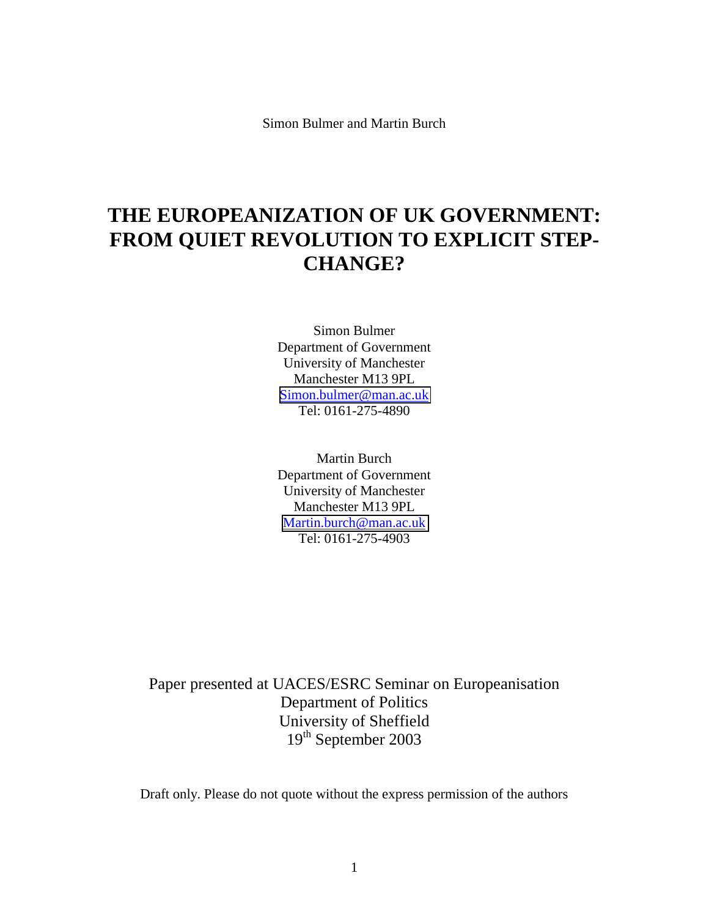Simon Bulmer and Martin Burch

# THE EUROPEANIZATION OF UK GOVERNMENT: FROM QUIET REVOLUTION TO EXPLICIT STEP-CHANGE?

Simon Bulmer
Department of Government
University of Manchester
Manchester M13 9PL
Simon.bulmer@man.ac.uk
Tel: 0161-275-4890

Martin Burch
Department of Government
University of Manchester
Manchester M13 9PL
Martin.burch@man.ac.uk
Tel: 0161-275-4903

Paper presented at UACES/ESRC Seminar on Europeanisation
Department of Politics
University of Sheffield
19th September 2003

Draft only. Please do not quote without the express permission of the authors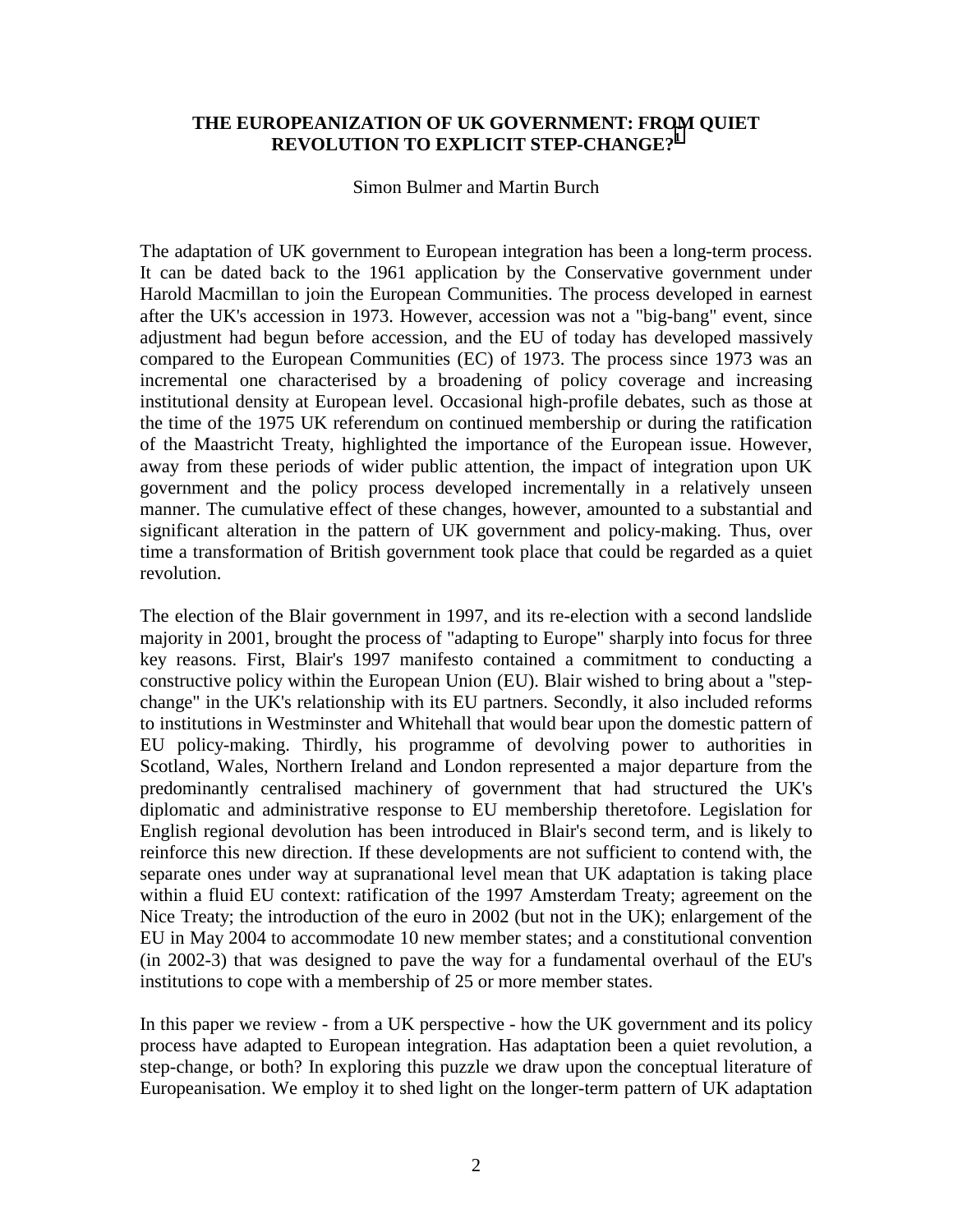# THE EUROPEANIZATION OF UK GOVERNMENT: FROM QUIET REVOLUTION TO EXPLICIT STEP-CHANGE?[1]

Simon Bulmer and Martin Burch

The adaptation of UK government to European integration has been a long-term process. It can be dated back to the 1961 application by the Conservative government under Harold Macmillan to join the European Communities. The process developed in earnest after the UK's accession in 1973. However, accession was not a "big-bang" event, since adjustment had begun before accession, and the EU of today has developed massively compared to the European Communities (EC) of 1973. The process since 1973 was an incremental one characterised by a broadening of policy coverage and increasing institutional density at European level. Occasional high-profile debates, such as those at the time of the 1975 UK referendum on continued membership or during the ratification of the Maastricht Treaty, highlighted the importance of the European issue. However, away from these periods of wider public attention, the impact of integration upon UK government and the policy process developed incrementally in a relatively unseen manner. The cumulative effect of these changes, however, amounted to a substantial and significant alteration in the pattern of UK government and policy-making. Thus, over time a transformation of British government took place that could be regarded as a quiet revolution.

The election of the Blair government in 1997, and its re-election with a second landslide majority in 2001, brought the process of "adapting to Europe" sharply into focus for three key reasons. First, Blair's 1997 manifesto contained a commitment to conducting a constructive policy within the European Union (EU). Blair wished to bring about a "step-change" in the UK's relationship with its EU partners. Secondly, it also included reforms to institutions in Westminster and Whitehall that would bear upon the domestic pattern of EU policy-making. Thirdly, his programme of devolving power to authorities in Scotland, Wales, Northern Ireland and London represented a major departure from the predominantly centralised machinery of government that had structured the UK's diplomatic and administrative response to EU membership theretofore. Legislation for English regional devolution has been introduced in Blair's second term, and is likely to reinforce this new direction. If these developments are not sufficient to contend with, the separate ones under way at supranational level mean that UK adaptation is taking place within a fluid EU context: ratification of the 1997 Amsterdam Treaty; agreement on the Nice Treaty; the introduction of the euro in 2002 (but not in the UK); enlargement of the EU in May 2004 to accommodate 10 new member states; and a constitutional convention (in 2002-3) that was designed to pave the way for a fundamental overhaul of the EU's institutions to cope with a membership of 25 or more member states.

In this paper we review - from a UK perspective - how the UK government and its policy process have adapted to European integration. Has adaptation been a quiet revolution, a step-change, or both? In exploring this puzzle we draw upon the conceptual literature of Europeanisation. We employ it to shed light on the longer-term pattern of UK adaptation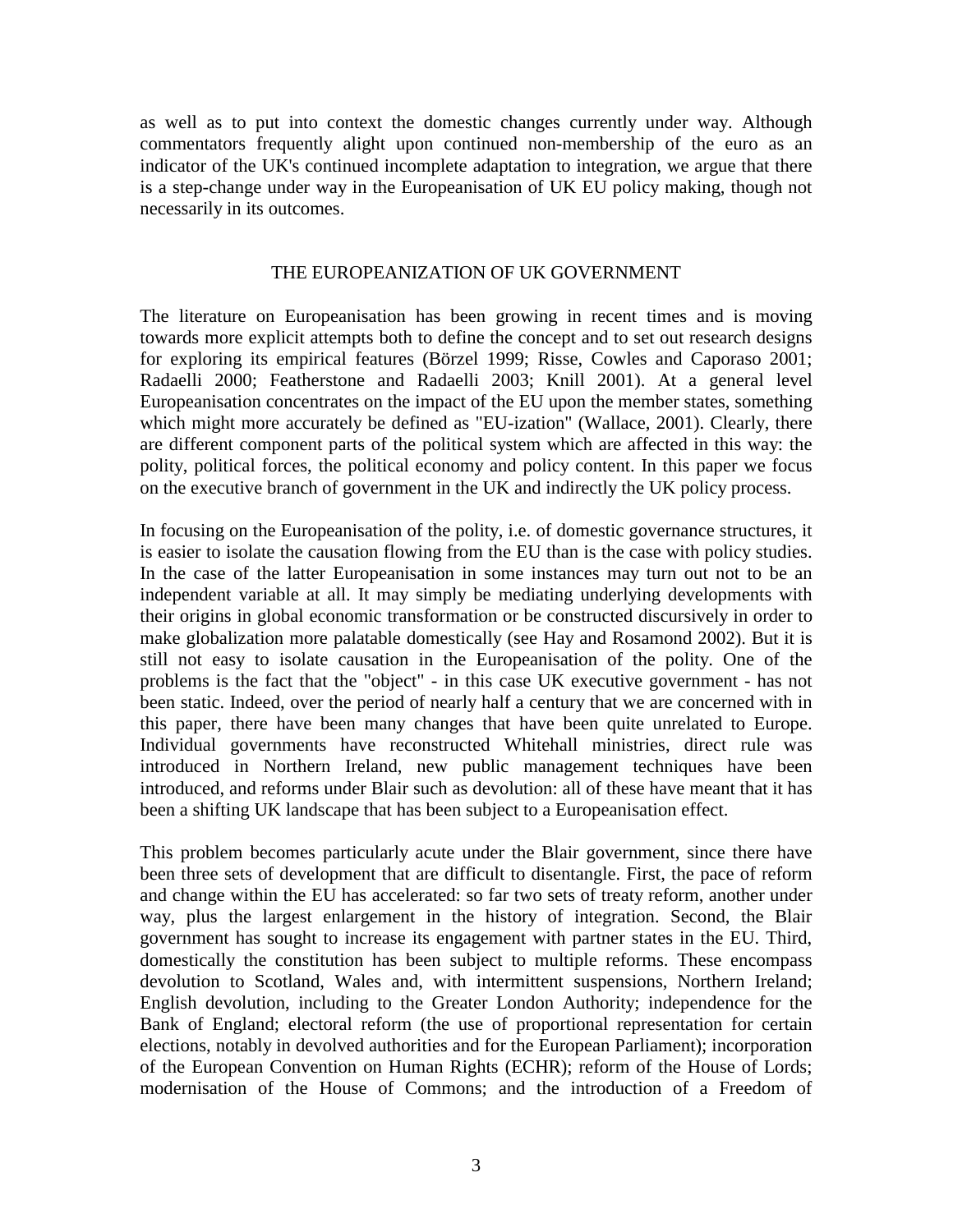as well as to put into context the domestic changes currently under way. Although commentators frequently alight upon continued non-membership of the euro as an indicator of the UK's continued incomplete adaptation to integration, we argue that there is a step-change under way in the Europeanisation of UK EU policy making, though not necessarily in its outcomes.

## THE EUROPEANIZATION OF UK GOVERNMENT

The literature on Europeanisation has been growing in recent times and is moving towards more explicit attempts both to define the concept and to set out research designs for exploring its empirical features (Börzel 1999; Risse, Cowles and Caporaso 2001; Radaelli 2000; Featherstone and Radaelli 2003; Knill 2001). At a general level Europeanisation concentrates on the impact of the EU upon the member states, something which might more accurately be defined as "EU-ization" (Wallace, 2001). Clearly, there are different component parts of the political system which are affected in this way: the polity, political forces, the political economy and policy content. In this paper we focus on the executive branch of government in the UK and indirectly the UK policy process.

In focusing on the Europeanisation of the polity, i.e. of domestic governance structures, it is easier to isolate the causation flowing from the EU than is the case with policy studies. In the case of the latter Europeanisation in some instances may turn out not to be an independent variable at all. It may simply be mediating underlying developments with their origins in global economic transformation or be constructed discursively in order to make globalization more palatable domestically (see Hay and Rosamond 2002). But it is still not easy to isolate causation in the Europeanisation of the polity. One of the problems is the fact that the "object" - in this case UK executive government - has not been static. Indeed, over the period of nearly half a century that we are concerned with in this paper, there have been many changes that have been quite unrelated to Europe. Individual governments have reconstructed Whitehall ministries, direct rule was introduced in Northern Ireland, new public management techniques have been introduced, and reforms under Blair such as devolution: all of these have meant that it has been a shifting UK landscape that has been subject to a Europeanisation effect.

This problem becomes particularly acute under the Blair government, since there have been three sets of development that are difficult to disentangle. First, the pace of reform and change within the EU has accelerated: so far two sets of treaty reform, another under way, plus the largest enlargement in the history of integration. Second, the Blair government has sought to increase its engagement with partner states in the EU. Third, domestically the constitution has been subject to multiple reforms. These encompass devolution to Scotland, Wales and, with intermittent suspensions, Northern Ireland; English devolution, including to the Greater London Authority; independence for the Bank of England; electoral reform (the use of proportional representation for certain elections, notably in devolved authorities and for the European Parliament); incorporation of the European Convention on Human Rights (ECHR); reform of the House of Lords; modernisation of the House of Commons; and the introduction of a Freedom of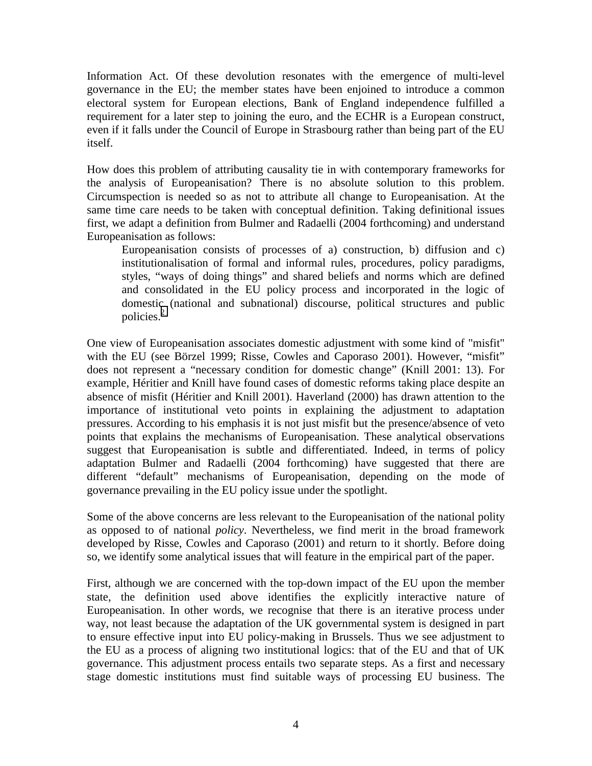Information Act. Of these devolution resonates with the emergence of multi-level governance in the EU; the member states have been enjoined to introduce a common electoral system for European elections, Bank of England independence fulfilled a requirement for a later step to joining the euro, and the ECHR is a European construct, even if it falls under the Council of Europe in Strasbourg rather than being part of the EU itself.

How does this problem of attributing causality tie in with contemporary frameworks for the analysis of Europeanisation? There is no absolute solution to this problem. Circumspection is needed so as not to attribute all change to Europeanisation. At the same time care needs to be taken with conceptual definition. Taking definitional issues first, we adapt a definition from Bulmer and Radaelli (2004 forthcoming) and understand Europeanisation as follows:

> Europeanisation consists of processes of a) construction, b) diffusion and c) institutionalisation of formal and informal rules, procedures, policy paradigms, styles, "ways of doing things" and shared beliefs and norms which are defined and consolidated in the EU policy process and incorporated in the logic of domestic (national and subnational) discourse, political structures and public policies.[2]

One view of Europeanisation associates domestic adjustment with some kind of "misfit" with the EU (see Börzel 1999; Risse, Cowles and Caporaso 2001). However, "misfit" does not represent a "necessary condition for domestic change" (Knill 2001: 13). For example, Héritier and Knill have found cases of domestic reforms taking place despite an absence of misfit (Héritier and Knill 2001). Haverland (2000) has drawn attention to the importance of institutional veto points in explaining the adjustment to adaptation pressures. According to his emphasis it is not just misfit but the presence/absence of veto points that explains the mechanisms of Europeanisation. These analytical observations suggest that Europeanisation is subtle and differentiated. Indeed, in terms of policy adaptation Bulmer and Radaelli (2004 forthcoming) have suggested that there are different "default" mechanisms of Europeanisation, depending on the mode of governance prevailing in the EU policy issue under the spotlight.

Some of the above concerns are less relevant to the Europeanisation of the national polity as opposed to of national *policy*. Nevertheless, we find merit in the broad framework developed by Risse, Cowles and Caporaso (2001) and return to it shortly. Before doing so, we identify some analytical issues that will feature in the empirical part of the paper.

First, although we are concerned with the top-down impact of the EU upon the member state, the definition used above identifies the explicitly interactive nature of Europeanisation. In other words, we recognise that there is an iterative process under way, not least because the adaptation of the UK governmental system is designed in part to ensure effective input into EU policy-making in Brussels. Thus we see adjustment to the EU as a process of aligning two institutional logics: that of the EU and that of UK governance. This adjustment process entails two separate steps. As a first and necessary stage domestic institutions must find suitable ways of processing EU business. The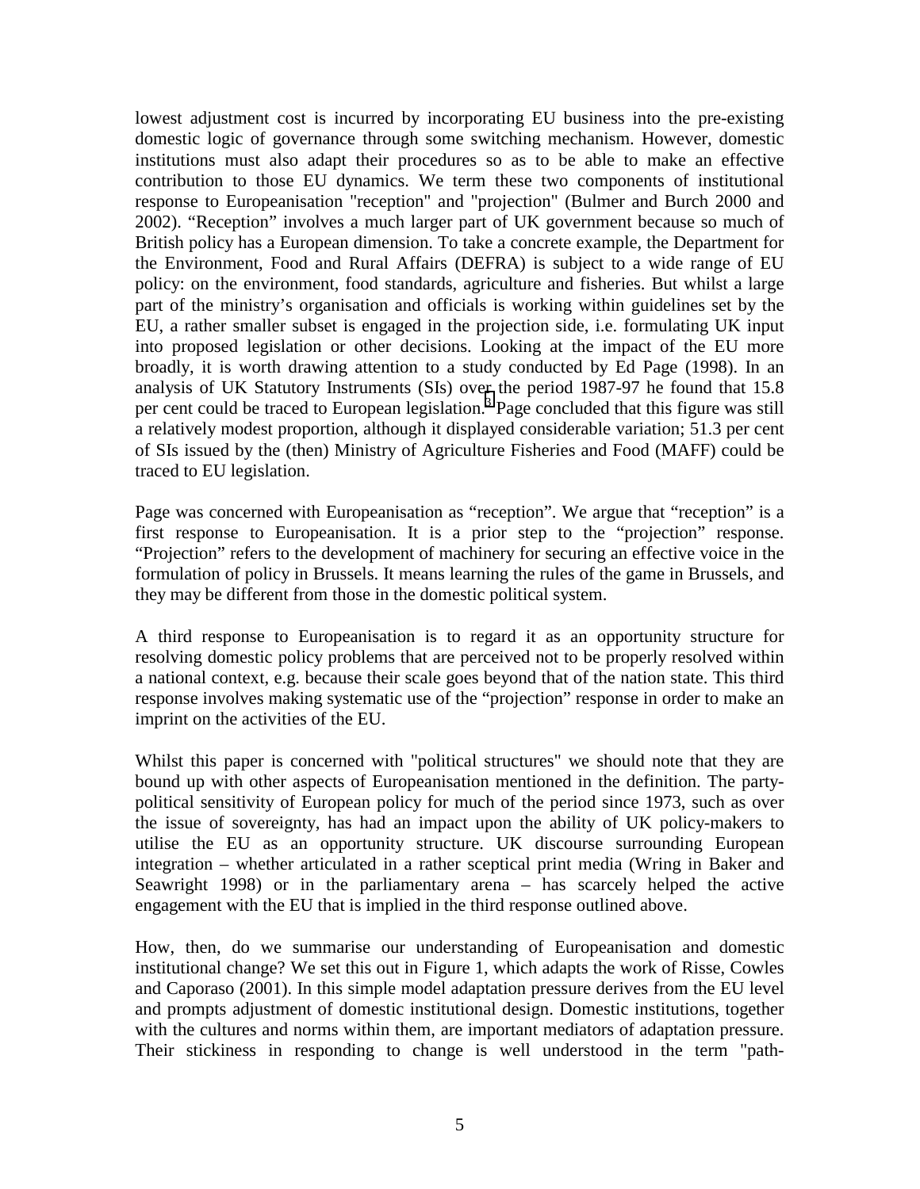lowest adjustment cost is incurred by incorporating EU business into the pre-existing domestic logic of governance through some switching mechanism. However, domestic institutions must also adapt their procedures so as to be able to make an effective contribution to those EU dynamics. We term these two components of institutional response to Europeanisation "reception" and "projection" (Bulmer and Burch 2000 and 2002). "Reception" involves a much larger part of UK government because so much of British policy has a European dimension. To take a concrete example, the Department for the Environment, Food and Rural Affairs (DEFRA) is subject to a wide range of EU policy: on the environment, food standards, agriculture and fisheries. But whilst a large part of the ministry's organisation and officials is working within guidelines set by the EU, a rather smaller subset is engaged in the projection side, i.e. formulating UK input into proposed legislation or other decisions. Looking at the impact of the EU more broadly, it is worth drawing attention to a study conducted by Ed Page (1998). In an analysis of UK Statutory Instruments (SIs) over the period 1987-97 he found that 15.8 per cent could be traced to European legislation.[3] Page concluded that this figure was still a relatively modest proportion, although it displayed considerable variation; 51.3 per cent of SIs issued by the (then) Ministry of Agriculture Fisheries and Food (MAFF) could be traced to EU legislation.

Page was concerned with Europeanisation as "reception". We argue that "reception" is a first response to Europeanisation. It is a prior step to the "projection" response. "Projection" refers to the development of machinery for securing an effective voice in the formulation of policy in Brussels. It means learning the rules of the game in Brussels, and they may be different from those in the domestic political system.

A third response to Europeanisation is to regard it as an opportunity structure for resolving domestic policy problems that are perceived not to be properly resolved within a national context, e.g. because their scale goes beyond that of the nation state. This third response involves making systematic use of the "projection" response in order to make an imprint on the activities of the EU.

Whilst this paper is concerned with "political structures" we should note that they are bound up with other aspects of Europeanisation mentioned in the definition. The party-political sensitivity of European policy for much of the period since 1973, such as over the issue of sovereignty, has had an impact upon the ability of UK policy-makers to utilise the EU as an opportunity structure. UK discourse surrounding European integration – whether articulated in a rather sceptical print media (Wring in Baker and Seawright 1998) or in the parliamentary arena – has scarcely helped the active engagement with the EU that is implied in the third response outlined above.

How, then, do we summarise our understanding of Europeanisation and domestic institutional change? We set this out in Figure 1, which adapts the work of Risse, Cowles and Caporaso (2001). In this simple model adaptation pressure derives from the EU level and prompts adjustment of domestic institutional design. Domestic institutions, together with the cultures and norms within them, are important mediators of adaptation pressure. Their stickiness in responding to change is well understood in the term "path-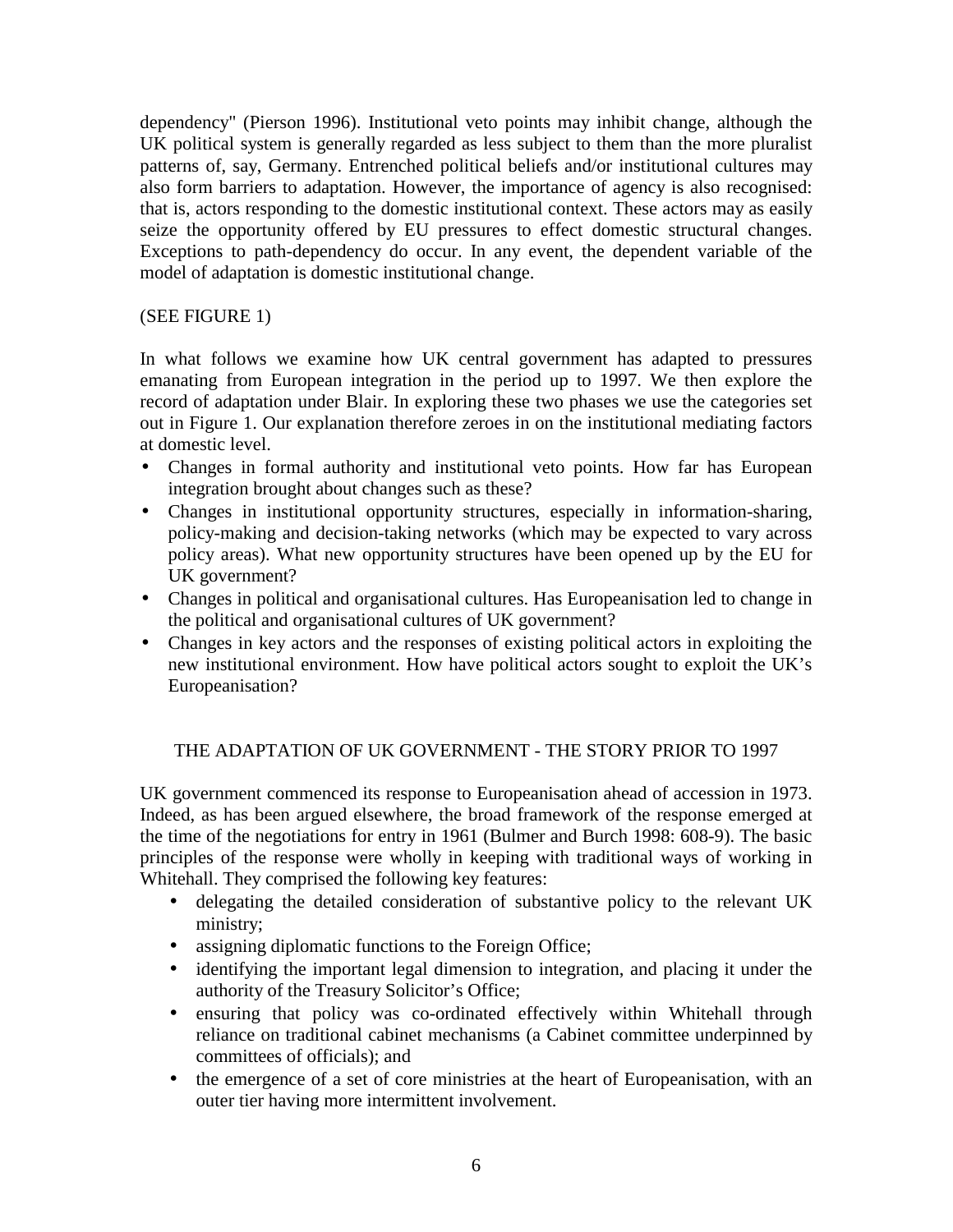dependency" (Pierson 1996). Institutional veto points may inhibit change, although the UK political system is generally regarded as less subject to them than the more pluralist patterns of, say, Germany. Entrenched political beliefs and/or institutional cultures may also form barriers to adaptation. However, the importance of agency is also recognised: that is, actors responding to the domestic institutional context. These actors may as easily seize the opportunity offered by EU pressures to effect domestic structural changes. Exceptions to path-dependency do occur. In any event, the dependent variable of the model of adaptation is domestic institutional change.

(SEE FIGURE 1)

In what follows we examine how UK central government has adapted to pressures emanating from European integration in the period up to 1997. We then explore the record of adaptation under Blair. In exploring these two phases we use the categories set out in Figure 1. Our explanation therefore zeroes in on the institutional mediating factors at domestic level.

- Changes in formal authority and institutional veto points. How far has European integration brought about changes such as these?
- Changes in institutional opportunity structures, especially in information-sharing, policy-making and decision-taking networks (which may be expected to vary across policy areas). What new opportunity structures have been opened up by the EU for UK government?
- Changes in political and organisational cultures. Has Europeanisation led to change in the political and organisational cultures of UK government?
- Changes in key actors and the responses of existing political actors in exploiting the new institutional environment. How have political actors sought to exploit the UK's Europeanisation?

## THE ADAPTATION OF UK GOVERNMENT - THE STORY PRIOR TO 1997

UK government commenced its response to Europeanisation ahead of accession in 1973. Indeed, as has been argued elsewhere, the broad framework of the response emerged at the time of the negotiations for entry in 1961 (Bulmer and Burch 1998: 608-9). The basic principles of the response were wholly in keeping with traditional ways of working in Whitehall. They comprised the following key features:

- delegating the detailed consideration of substantive policy to the relevant UK ministry;
- assigning diplomatic functions to the Foreign Office;
- identifying the important legal dimension to integration, and placing it under the authority of the Treasury Solicitor's Office;
- ensuring that policy was co-ordinated effectively within Whitehall through reliance on traditional cabinet mechanisms (a Cabinet committee underpinned by committees of officials); and
- the emergence of a set of core ministries at the heart of Europeanisation, with an outer tier having more intermittent involvement.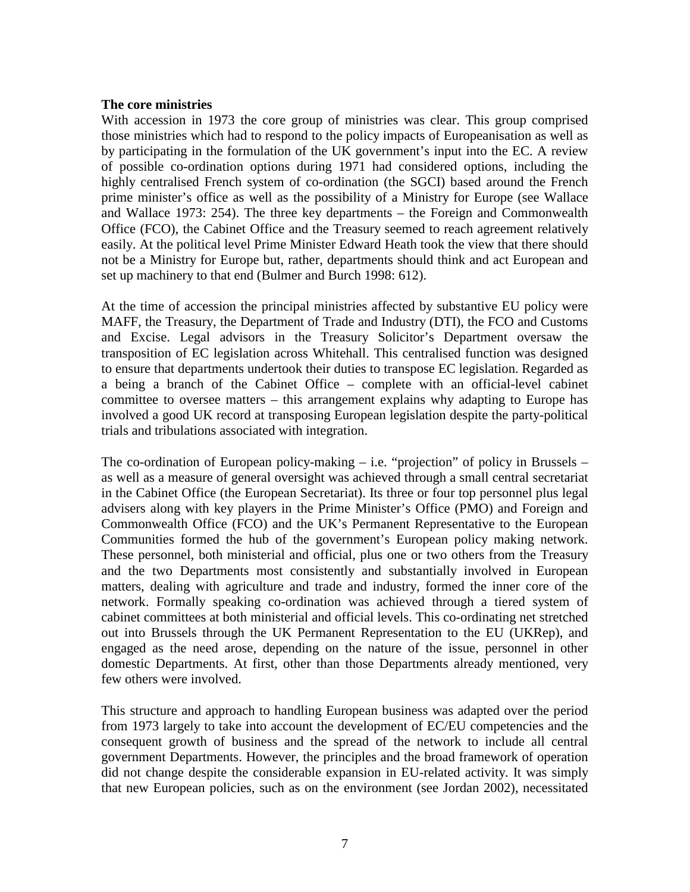**The core ministries**

With accession in 1973 the core group of ministries was clear. This group comprised those ministries which had to respond to the policy impacts of Europeanisation as well as by participating in the formulation of the UK government's input into the EC. A review of possible co-ordination options during 1971 had considered options, including the highly centralised French system of co-ordination (the SGCI) based around the French prime minister's office as well as the possibility of a Ministry for Europe (see Wallace and Wallace 1973: 254). The three key departments – the Foreign and Commonwealth Office (FCO), the Cabinet Office and the Treasury seemed to reach agreement relatively easily. At the political level Prime Minister Edward Heath took the view that there should not be a Ministry for Europe but, rather, departments should think and act European and set up machinery to that end (Bulmer and Burch 1998: 612).

At the time of accession the principal ministries affected by substantive EU policy were MAFF, the Treasury, the Department of Trade and Industry (DTI), the FCO and Customs and Excise. Legal advisors in the Treasury Solicitor's Department oversaw the transposition of EC legislation across Whitehall. This centralised function was designed to ensure that departments undertook their duties to transpose EC legislation. Regarded as a being a branch of the Cabinet Office – complete with an official-level cabinet committee to oversee matters – this arrangement explains why adapting to Europe has involved a good UK record at transposing European legislation despite the party-political trials and tribulations associated with integration.

The co-ordination of European policy-making – i.e. "projection" of policy in Brussels – as well as a measure of general oversight was achieved through a small central secretariat in the Cabinet Office (the European Secretariat). Its three or four top personnel plus legal advisers along with key players in the Prime Minister's Office (PMO) and Foreign and Commonwealth Office (FCO) and the UK's Permanent Representative to the European Communities formed the hub of the government's European policy making network. These personnel, both ministerial and official, plus one or two others from the Treasury and the two Departments most consistently and substantially involved in European matters, dealing with agriculture and trade and industry, formed the inner core of the network. Formally speaking co-ordination was achieved through a tiered system of cabinet committees at both ministerial and official levels. This co-ordinating net stretched out into Brussels through the UK Permanent Representation to the EU (UKRep), and engaged as the need arose, depending on the nature of the issue, personnel in other domestic Departments. At first, other than those Departments already mentioned, very few others were involved.

This structure and approach to handling European business was adapted over the period from 1973 largely to take into account the development of EC/EU competencies and the consequent growth of business and the spread of the network to include all central government Departments. However, the principles and the broad framework of operation did not change despite the considerable expansion in EU-related activity. It was simply that new European policies, such as on the environment (see Jordan 2002), necessitated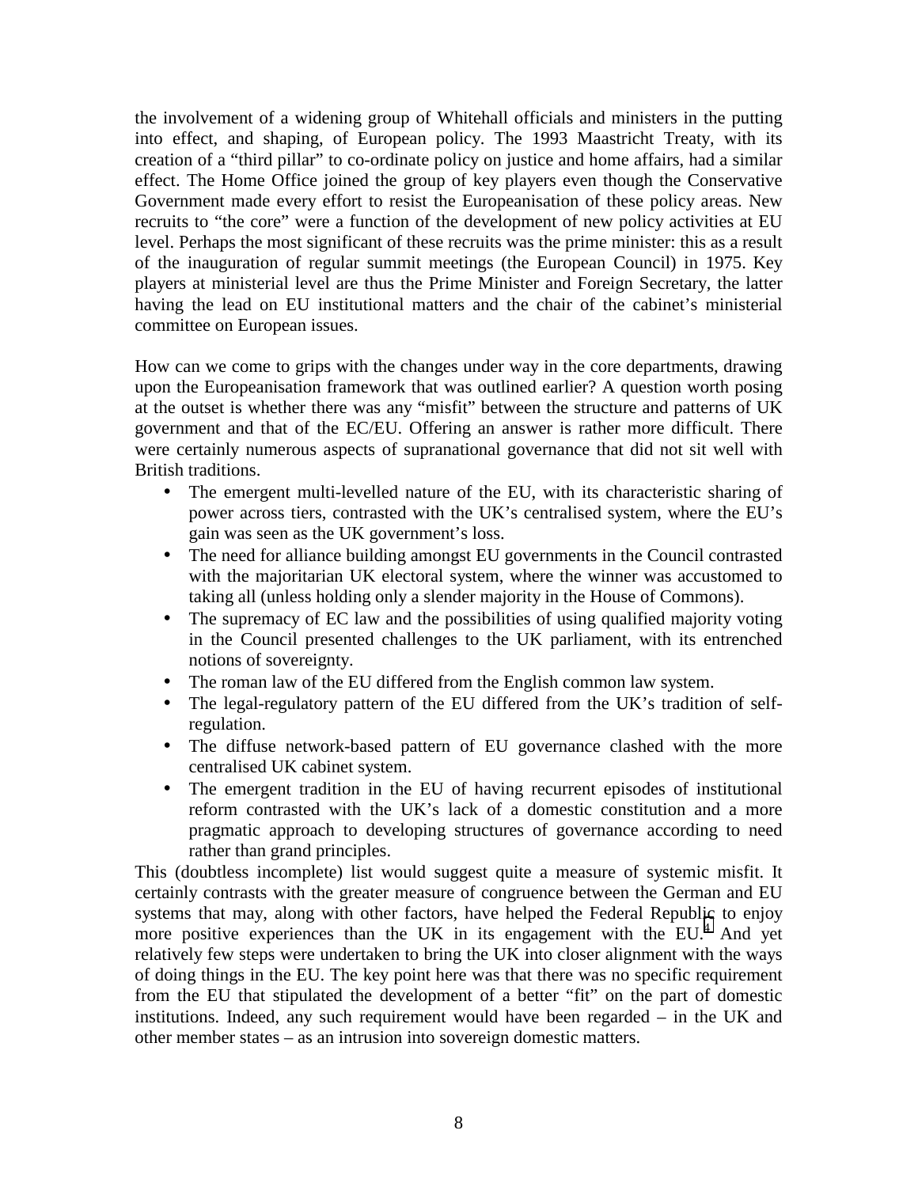the involvement of a widening group of Whitehall officials and ministers in the putting into effect, and shaping, of European policy. The 1993 Maastricht Treaty, with its creation of a "third pillar" to co-ordinate policy on justice and home affairs, had a similar effect. The Home Office joined the group of key players even though the Conservative Government made every effort to resist the Europeanisation of these policy areas. New recruits to "the core" were a function of the development of new policy activities at EU level. Perhaps the most significant of these recruits was the prime minister: this as a result of the inauguration of regular summit meetings (the European Council) in 1975. Key players at ministerial level are thus the Prime Minister and Foreign Secretary, the latter having the lead on EU institutional matters and the chair of the cabinet's ministerial committee on European issues.

How can we come to grips with the changes under way in the core departments, drawing upon the Europeanisation framework that was outlined earlier? A question worth posing at the outset is whether there was any "misfit" between the structure and patterns of UK government and that of the EC/EU. Offering an answer is rather more difficult. There were certainly numerous aspects of supranational governance that did not sit well with British traditions.

- The emergent multi-levelled nature of the EU, with its characteristic sharing of power across tiers, contrasted with the UK's centralised system, where the EU's gain was seen as the UK government's loss.
- The need for alliance building amongst EU governments in the Council contrasted with the majoritarian UK electoral system, where the winner was accustomed to taking all (unless holding only a slender majority in the House of Commons).
- The supremacy of EC law and the possibilities of using qualified majority voting in the Council presented challenges to the UK parliament, with its entrenched notions of sovereignty.
- The roman law of the EU differed from the English common law system.
- The legal-regulatory pattern of the EU differed from the UK's tradition of self-regulation.
- The diffuse network-based pattern of EU governance clashed with the more centralised UK cabinet system.
- The emergent tradition in the EU of having recurrent episodes of institutional reform contrasted with the UK's lack of a domestic constitution and a more pragmatic approach to developing structures of governance according to need rather than grand principles.

This (doubtless incomplete) list would suggest quite a measure of systemic misfit. It certainly contrasts with the greater measure of congruence between the German and EU systems that may, along with other factors, have helped the Federal Republic to enjoy more positive experiences than the UK in its engagement with the EU.[4] And yet relatively few steps were undertaken to bring the UK into closer alignment with the ways of doing things in the EU. The key point here was that there was no specific requirement from the EU that stipulated the development of a better "fit" on the part of domestic institutions. Indeed, any such requirement would have been regarded – in the UK and other member states – as an intrusion into sovereign domestic matters.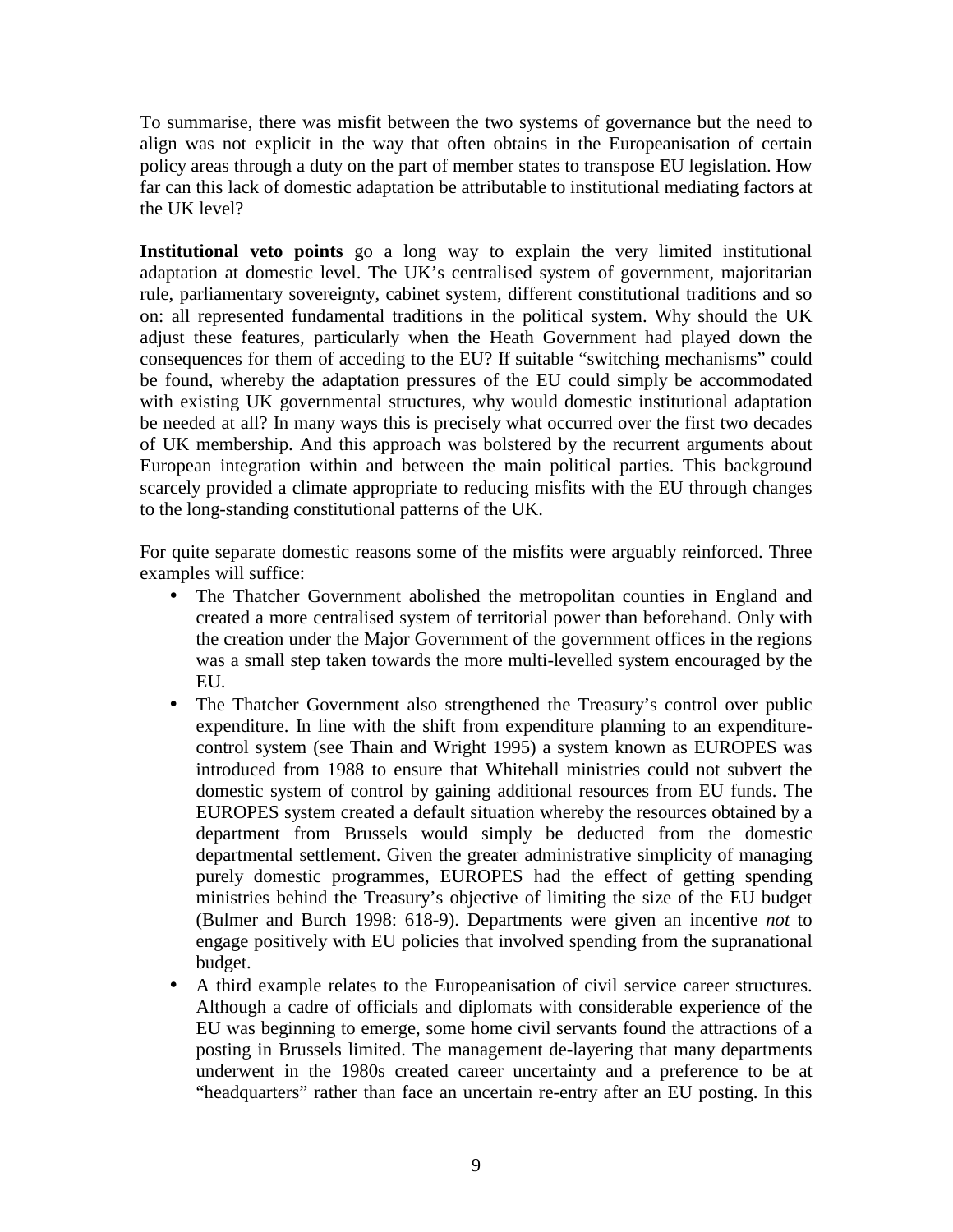To summarise, there was misfit between the two systems of governance but the need to align was not explicit in the way that often obtains in the Europeanisation of certain policy areas through a duty on the part of member states to transpose EU legislation. How far can this lack of domestic adaptation be attributable to institutional mediating factors at the UK level?

**Institutional veto points** go a long way to explain the very limited institutional adaptation at domestic level. The UK's centralised system of government, majoritarian rule, parliamentary sovereignty, cabinet system, different constitutional traditions and so on: all represented fundamental traditions in the political system. Why should the UK adjust these features, particularly when the Heath Government had played down the consequences for them of acceding to the EU? If suitable "switching mechanisms" could be found, whereby the adaptation pressures of the EU could simply be accommodated with existing UK governmental structures, why would domestic institutional adaptation be needed at all? In many ways this is precisely what occurred over the first two decades of UK membership. And this approach was bolstered by the recurrent arguments about European integration within and between the main political parties. This background scarcely provided a climate appropriate to reducing misfits with the EU through changes to the long-standing constitutional patterns of the UK.

For quite separate domestic reasons some of the misfits were arguably reinforced. Three examples will suffice:

- The Thatcher Government abolished the metropolitan counties in England and created a more centralised system of territorial power than beforehand. Only with the creation under the Major Government of the government offices in the regions was a small step taken towards the more multi-levelled system encouraged by the EU.
- The Thatcher Government also strengthened the Treasury's control over public expenditure. In line with the shift from expenditure planning to an expenditure-control system (see Thain and Wright 1995) a system known as EUROPES was introduced from 1988 to ensure that Whitehall ministries could not subvert the domestic system of control by gaining additional resources from EU funds. The EUROPES system created a default situation whereby the resources obtained by a department from Brussels would simply be deducted from the domestic departmental settlement. Given the greater administrative simplicity of managing purely domestic programmes, EUROPES had the effect of getting spending ministries behind the Treasury's objective of limiting the size of the EU budget (Bulmer and Burch 1998: 618-9). Departments were given an incentive *not* to engage positively with EU policies that involved spending from the supranational budget.
- A third example relates to the Europeanisation of civil service career structures. Although a cadre of officials and diplomats with considerable experience of the EU was beginning to emerge, some home civil servants found the attractions of a posting in Brussels limited. The management de-layering that many departments underwent in the 1980s created career uncertainty and a preference to be at "headquarters" rather than face an uncertain re-entry after an EU posting. In this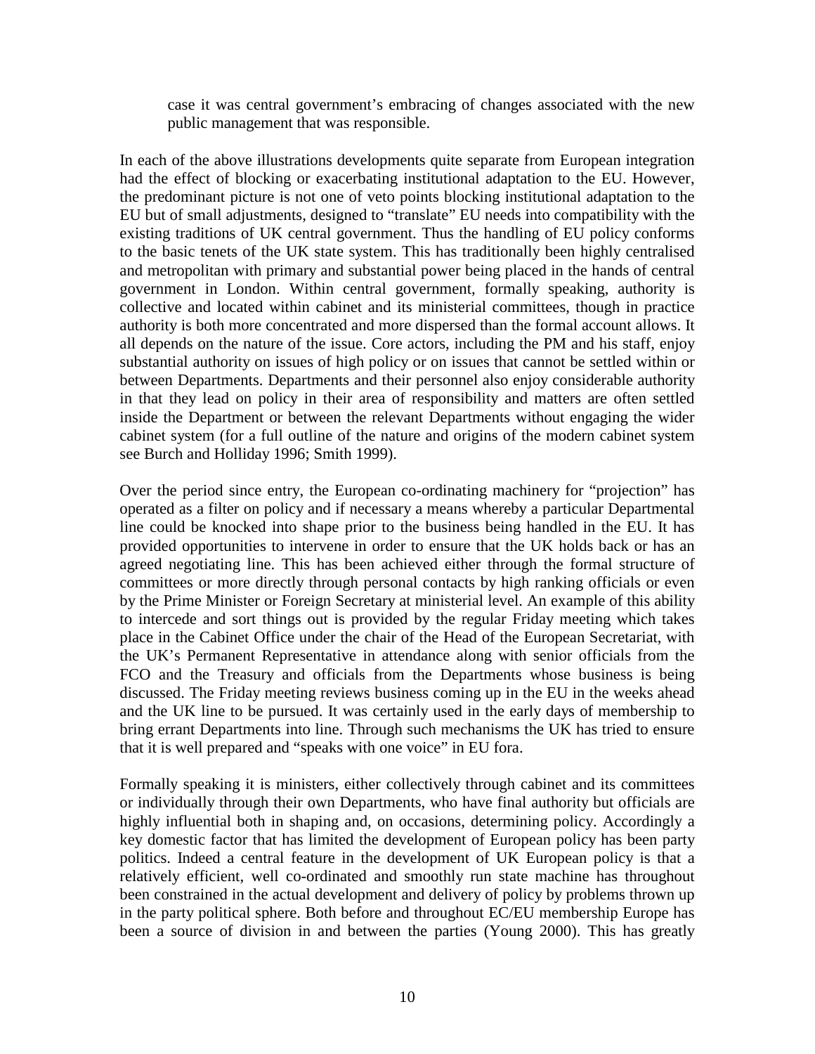> case it was central government's embracing of changes associated with the new public management that was responsible.

In each of the above illustrations developments quite separate from European integration had the effect of blocking or exacerbating institutional adaptation to the EU. However, the predominant picture is not one of veto points blocking institutional adaptation to the EU but of small adjustments, designed to "translate" EU needs into compatibility with the existing traditions of UK central government. Thus the handling of EU policy conforms to the basic tenets of the UK state system. This has traditionally been highly centralised and metropolitan with primary and substantial power being placed in the hands of central government in London. Within central government, formally speaking, authority is collective and located within cabinet and its ministerial committees, though in practice authority is both more concentrated and more dispersed than the formal account allows. It all depends on the nature of the issue. Core actors, including the PM and his staff, enjoy substantial authority on issues of high policy or on issues that cannot be settled within or between Departments. Departments and their personnel also enjoy considerable authority in that they lead on policy in their area of responsibility and matters are often settled inside the Department or between the relevant Departments without engaging the wider cabinet system (for a full outline of the nature and origins of the modern cabinet system see Burch and Holliday 1996; Smith 1999).

Over the period since entry, the European co-ordinating machinery for "projection" has operated as a filter on policy and if necessary a means whereby a particular Departmental line could be knocked into shape prior to the business being handled in the EU. It has provided opportunities to intervene in order to ensure that the UK holds back or has an agreed negotiating line. This has been achieved either through the formal structure of committees or more directly through personal contacts by high ranking officials or even by the Prime Minister or Foreign Secretary at ministerial level. An example of this ability to intercede and sort things out is provided by the regular Friday meeting which takes place in the Cabinet Office under the chair of the Head of the European Secretariat, with the UK's Permanent Representative in attendance along with senior officials from the FCO and the Treasury and officials from the Departments whose business is being discussed. The Friday meeting reviews business coming up in the EU in the weeks ahead and the UK line to be pursued. It was certainly used in the early days of membership to bring errant Departments into line. Through such mechanisms the UK has tried to ensure that it is well prepared and "speaks with one voice" in EU fora.

Formally speaking it is ministers, either collectively through cabinet and its committees or individually through their own Departments, who have final authority but officials are highly influential both in shaping and, on occasions, determining policy. Accordingly a key domestic factor that has limited the development of European policy has been party politics. Indeed a central feature in the development of UK European policy is that a relatively efficient, well co-ordinated and smoothly run state machine has throughout been constrained in the actual development and delivery of policy by problems thrown up in the party political sphere. Both before and throughout EC/EU membership Europe has been a source of division in and between the parties (Young 2000). This has greatly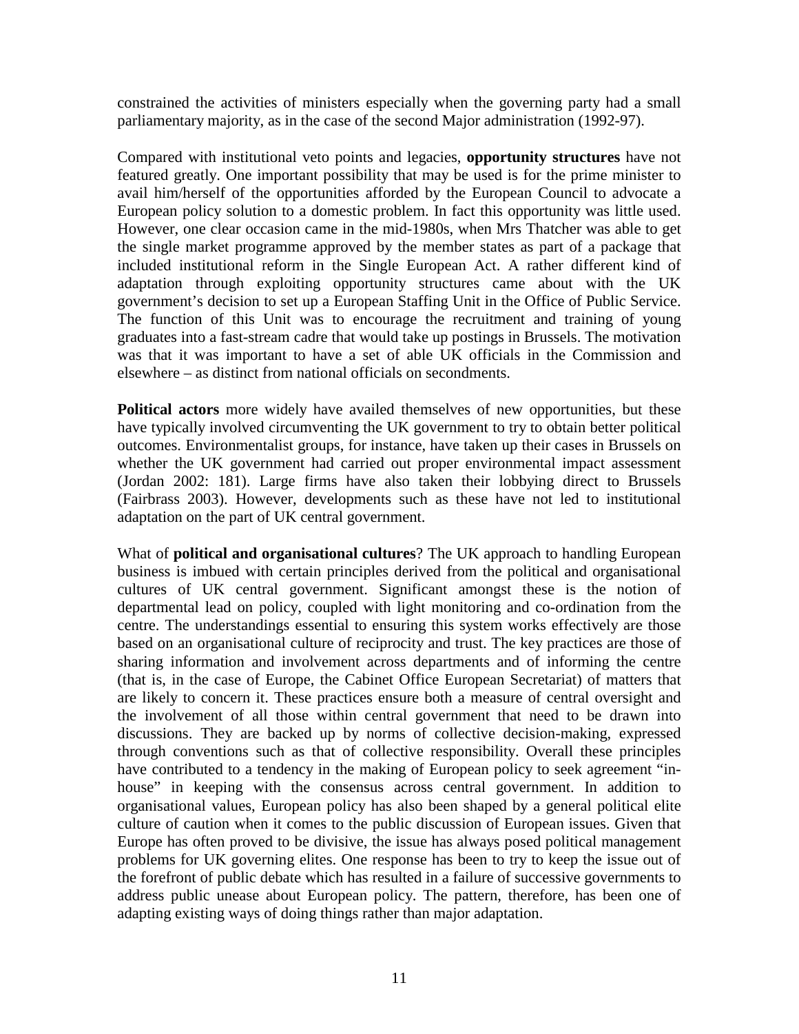constrained the activities of ministers especially when the governing party had a small parliamentary majority, as in the case of the second Major administration (1992-97).

Compared with institutional veto points and legacies, **opportunity structures** have not featured greatly. One important possibility that may be used is for the prime minister to avail him/herself of the opportunities afforded by the European Council to advocate a European policy solution to a domestic problem. In fact this opportunity was little used. However, one clear occasion came in the mid-1980s, when Mrs Thatcher was able to get the single market programme approved by the member states as part of a package that included institutional reform in the Single European Act. A rather different kind of adaptation through exploiting opportunity structures came about with the UK government's decision to set up a European Staffing Unit in the Office of Public Service. The function of this Unit was to encourage the recruitment and training of young graduates into a fast-stream cadre that would take up postings in Brussels. The motivation was that it was important to have a set of able UK officials in the Commission and elsewhere – as distinct from national officials on secondments.

**Political actors** more widely have availed themselves of new opportunities, but these have typically involved circumventing the UK government to try to obtain better political outcomes. Environmentalist groups, for instance, have taken up their cases in Brussels on whether the UK government had carried out proper environmental impact assessment (Jordan 2002: 181). Large firms have also taken their lobbying direct to Brussels (Fairbrass 2003). However, developments such as these have not led to institutional adaptation on the part of UK central government.

What of **political and organisational cultures**? The UK approach to handling European business is imbued with certain principles derived from the political and organisational cultures of UK central government. Significant amongst these is the notion of departmental lead on policy, coupled with light monitoring and co-ordination from the centre. The understandings essential to ensuring this system works effectively are those based on an organisational culture of reciprocity and trust. The key practices are those of sharing information and involvement across departments and of informing the centre (that is, in the case of Europe, the Cabinet Office European Secretariat) of matters that are likely to concern it. These practices ensure both a measure of central oversight and the involvement of all those within central government that need to be drawn into discussions. They are backed up by norms of collective decision-making, expressed through conventions such as that of collective responsibility. Overall these principles have contributed to a tendency in the making of European policy to seek agreement "in-house" in keeping with the consensus across central government. In addition to organisational values, European policy has also been shaped by a general political elite culture of caution when it comes to the public discussion of European issues. Given that Europe has often proved to be divisive, the issue has always posed political management problems for UK governing elites. One response has been to try to keep the issue out of the forefront of public debate which has resulted in a failure of successive governments to address public unease about European policy. The pattern, therefore, has been one of adapting existing ways of doing things rather than major adaptation.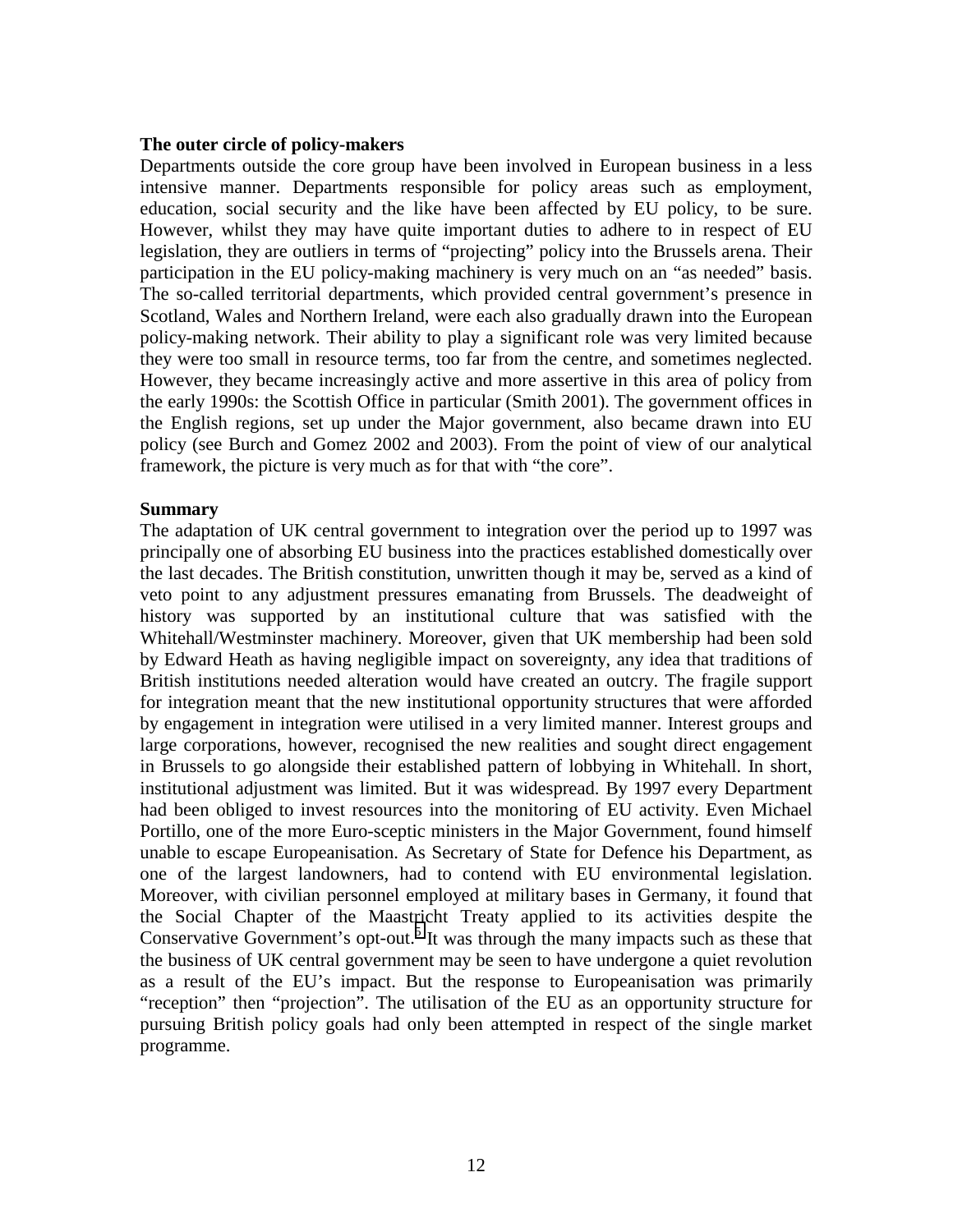**The outer circle of policy-makers**

Departments outside the core group have been involved in European business in a less intensive manner. Departments responsible for policy areas such as employment, education, social security and the like have been affected by EU policy, to be sure. However, whilst they may have quite important duties to adhere to in respect of EU legislation, they are outliers in terms of "projecting" policy into the Brussels arena. Their participation in the EU policy-making machinery is very much on an "as needed" basis. The so-called territorial departments, which provided central government's presence in Scotland, Wales and Northern Ireland, were each also gradually drawn into the European policy-making network. Their ability to play a significant role was very limited because they were too small in resource terms, too far from the centre, and sometimes neglected. However, they became increasingly active and more assertive in this area of policy from the early 1990s: the Scottish Office in particular (Smith 2001). The government offices in the English regions, set up under the Major government, also became drawn into EU policy (see Burch and Gomez 2002 and 2003). From the point of view of our analytical framework, the picture is very much as for that with "the core".

**Summary**

The adaptation of UK central government to integration over the period up to 1997 was principally one of absorbing EU business into the practices established domestically over the last decades. The British constitution, unwritten though it may be, served as a kind of veto point to any adjustment pressures emanating from Brussels. The deadweight of history was supported by an institutional culture that was satisfied with the Whitehall/Westminster machinery. Moreover, given that UK membership had been sold by Edward Heath as having negligible impact on sovereignty, any idea that traditions of British institutions needed alteration would have created an outcry. The fragile support for integration meant that the new institutional opportunity structures that were afforded by engagement in integration were utilised in a very limited manner. Interest groups and large corporations, however, recognised the new realities and sought direct engagement in Brussels to go alongside their established pattern of lobbying in Whitehall. In short, institutional adjustment was limited. But it was widespread. By 1997 every Department had been obliged to invest resources into the monitoring of EU activity. Even Michael Portillo, one of the more Euro-sceptic ministers in the Major Government, found himself unable to escape Europeanisation. As Secretary of State for Defence his Department, as one of the largest landowners, had to contend with EU environmental legislation. Moreover, with civilian personnel employed at military bases in Germany, it found that the Social Chapter of the Maastricht Treaty applied to its activities despite the Conservative Government's opt-out.[5] It was through the many impacts such as these that the business of UK central government may be seen to have undergone a quiet revolution as a result of the EU's impact. But the response to Europeanisation was primarily "reception" then "projection". The utilisation of the EU as an opportunity structure for pursuing British policy goals had only been attempted in respect of the single market programme.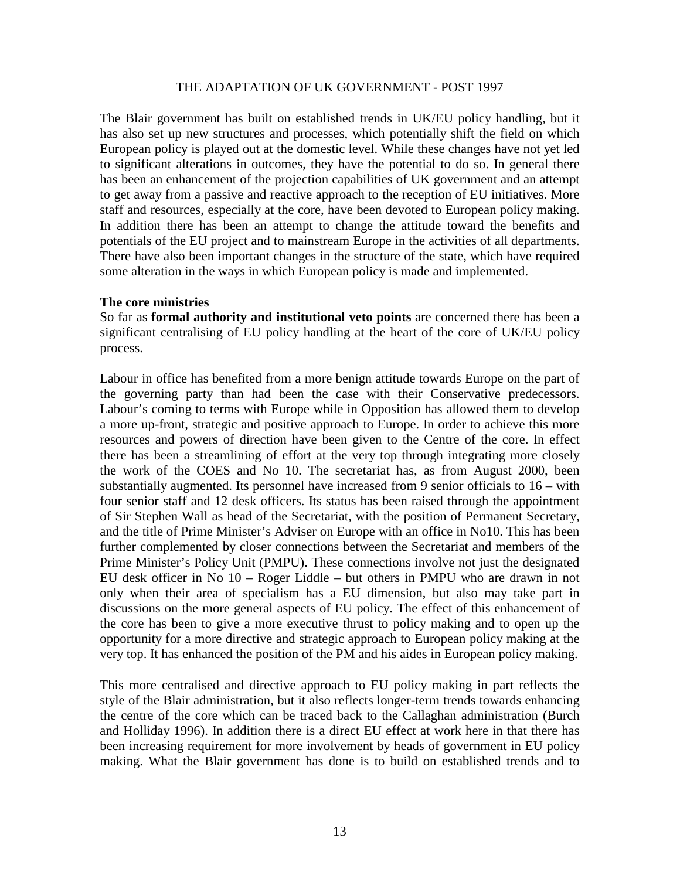## THE ADAPTATION OF UK GOVERNMENT - POST 1997

The Blair government has built on established trends in UK/EU policy handling, but it has also set up new structures and processes, which potentially shift the field on which European policy is played out at the domestic level. While these changes have not yet led to significant alterations in outcomes, they have the potential to do so. In general there has been an enhancement of the projection capabilities of UK government and an attempt to get away from a passive and reactive approach to the reception of EU initiatives. More staff and resources, especially at the core, have been devoted to European policy making. In addition there has been an attempt to change the attitude toward the benefits and potentials of the EU project and to mainstream Europe in the activities of all departments. There have also been important changes in the structure of the state, which have required some alteration in the ways in which European policy is made and implemented.

**The core ministries**

So far as **formal authority and institutional veto points** are concerned there has been a significant centralising of EU policy handling at the heart of the core of UK/EU policy process.

Labour in office has benefited from a more benign attitude towards Europe on the part of the governing party than had been the case with their Conservative predecessors. Labour's coming to terms with Europe while in Opposition has allowed them to develop a more up-front, strategic and positive approach to Europe. In order to achieve this more resources and powers of direction have been given to the Centre of the core. In effect there has been a streamlining of effort at the very top through integrating more closely the work of the COES and No 10. The secretariat has, as from August 2000, been substantially augmented. Its personnel have increased from 9 senior officials to 16 – with four senior staff and 12 desk officers. Its status has been raised through the appointment of Sir Stephen Wall as head of the Secretariat, with the position of Permanent Secretary, and the title of Prime Minister's Adviser on Europe with an office in No10. This has been further complemented by closer connections between the Secretariat and members of the Prime Minister's Policy Unit (PMPU). These connections involve not just the designated EU desk officer in No 10 – Roger Liddle – but others in PMPU who are drawn in not only when their area of specialism has a EU dimension, but also may take part in discussions on the more general aspects of EU policy. The effect of this enhancement of the core has been to give a more executive thrust to policy making and to open up the opportunity for a more directive and strategic approach to European policy making at the very top. It has enhanced the position of the PM and his aides in European policy making.

This more centralised and directive approach to EU policy making in part reflects the style of the Blair administration, but it also reflects longer-term trends towards enhancing the centre of the core which can be traced back to the Callaghan administration (Burch and Holliday 1996). In addition there is a direct EU effect at work here in that there has been increasing requirement for more involvement by heads of government in EU policy making. What the Blair government has done is to build on established trends and to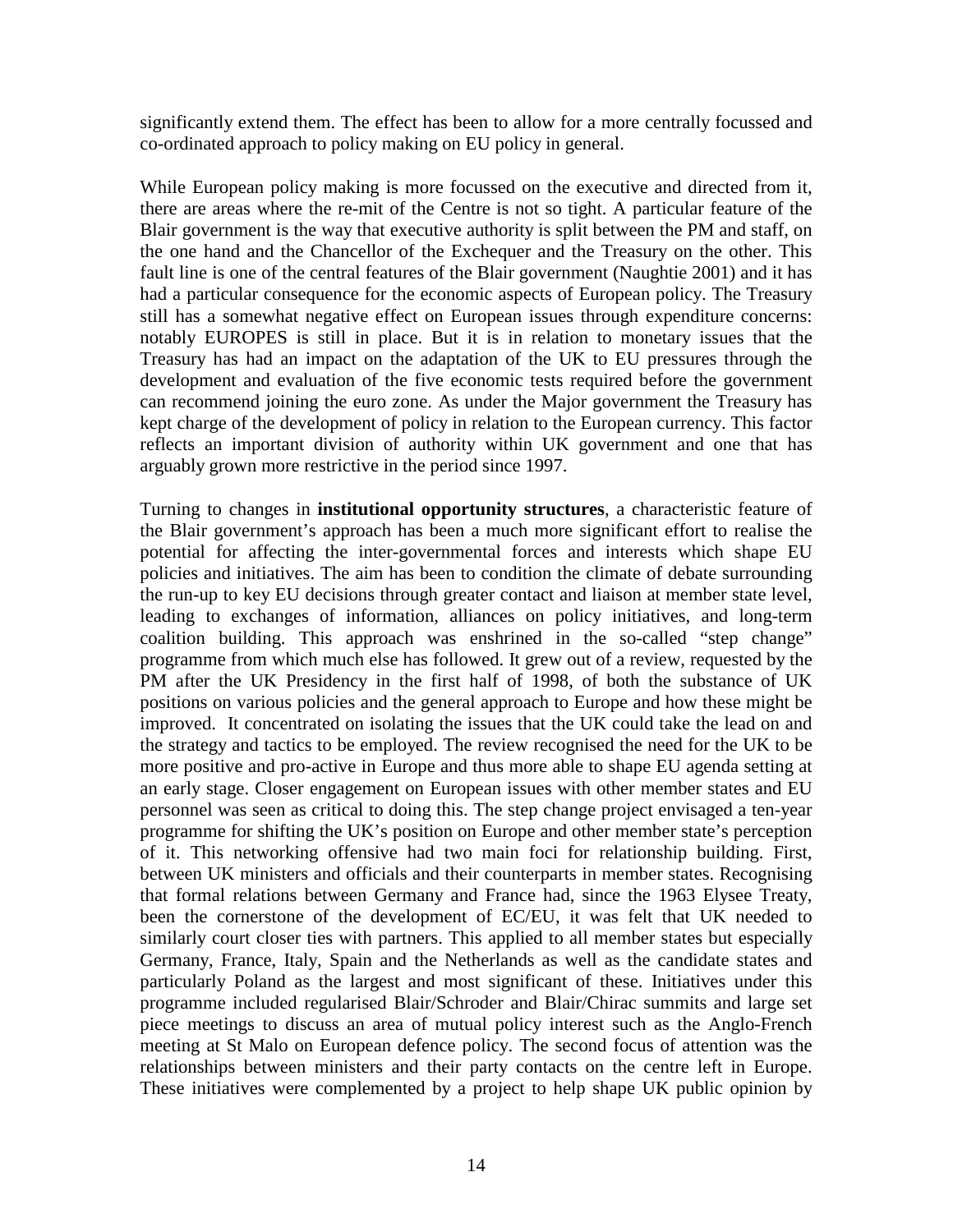significantly extend them. The effect has been to allow for a more centrally focussed and co-ordinated approach to policy making on EU policy in general.

While European policy making is more focussed on the executive and directed from it, there are areas where the re-mit of the Centre is not so tight. A particular feature of the Blair government is the way that executive authority is split between the PM and staff, on the one hand and the Chancellor of the Exchequer and the Treasury on the other. This fault line is one of the central features of the Blair government (Naughtie 2001) and it has had a particular consequence for the economic aspects of European policy. The Treasury still has a somewhat negative effect on European issues through expenditure concerns: notably EUROPES is still in place. But it is in relation to monetary issues that the Treasury has had an impact on the adaptation of the UK to EU pressures through the development and evaluation of the five economic tests required before the government can recommend joining the euro zone. As under the Major government the Treasury has kept charge of the development of policy in relation to the European currency. This factor reflects an important division of authority within UK government and one that has arguably grown more restrictive in the period since 1997.

Turning to changes in **institutional opportunity structures**, a characteristic feature of the Blair government's approach has been a much more significant effort to realise the potential for affecting the inter-governmental forces and interests which shape EU policies and initiatives. The aim has been to condition the climate of debate surrounding the run-up to key EU decisions through greater contact and liaison at member state level, leading to exchanges of information, alliances on policy initiatives, and long-term coalition building. This approach was enshrined in the so-called "step change" programme from which much else has followed. It grew out of a review, requested by the PM after the UK Presidency in the first half of 1998, of both the substance of UK positions on various policies and the general approach to Europe and how these might be improved. It concentrated on isolating the issues that the UK could take the lead on and the strategy and tactics to be employed. The review recognised the need for the UK to be more positive and pro-active in Europe and thus more able to shape EU agenda setting at an early stage. Closer engagement on European issues with other member states and EU personnel was seen as critical to doing this. The step change project envisaged a ten-year programme for shifting the UK's position on Europe and other member state's perception of it. This networking offensive had two main foci for relationship building. First, between UK ministers and officials and their counterparts in member states. Recognising that formal relations between Germany and France had, since the 1963 Elysee Treaty, been the cornerstone of the development of EC/EU, it was felt that UK needed to similarly court closer ties with partners. This applied to all member states but especially Germany, France, Italy, Spain and the Netherlands as well as the candidate states and particularly Poland as the largest and most significant of these. Initiatives under this programme included regularised Blair/Schroder and Blair/Chirac summits and large set piece meetings to discuss an area of mutual policy interest such as the Anglo-French meeting at St Malo on European defence policy. The second focus of attention was the relationships between ministers and their party contacts on the centre left in Europe. These initiatives were complemented by a project to help shape UK public opinion by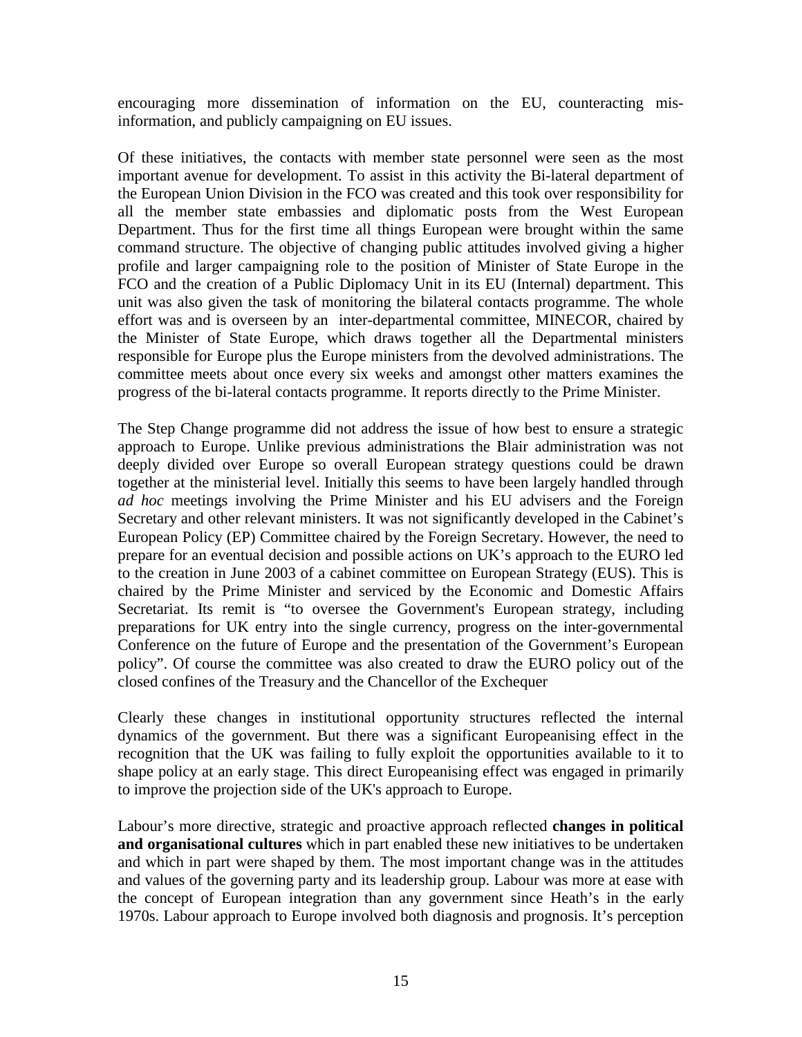encouraging more dissemination of information on the EU, counteracting mis-information, and publicly campaigning on EU issues.

Of these initiatives, the contacts with member state personnel were seen as the most important avenue for development. To assist in this activity the Bi-lateral department of the European Union Division in the FCO was created and this took over responsibility for all the member state embassies and diplomatic posts from the West European Department. Thus for the first time all things European were brought within the same command structure. The objective of changing public attitudes involved giving a higher profile and larger campaigning role to the position of Minister of State Europe in the FCO and the creation of a Public Diplomacy Unit in its EU (Internal) department. This unit was also given the task of monitoring the bilateral contacts programme. The whole effort was and is overseen by an inter-departmental committee, MINECOR, chaired by the Minister of State Europe, which draws together all the Departmental ministers responsible for Europe plus the Europe ministers from the devolved administrations. The committee meets about once every six weeks and amongst other matters examines the progress of the bi-lateral contacts programme. It reports directly to the Prime Minister.

The Step Change programme did not address the issue of how best to ensure a strategic approach to Europe. Unlike previous administrations the Blair administration was not deeply divided over Europe so overall European strategy questions could be drawn together at the ministerial level. Initially this seems to have been largely handled through *ad hoc* meetings involving the Prime Minister and his EU advisers and the Foreign Secretary and other relevant ministers. It was not significantly developed in the Cabinet's European Policy (EP) Committee chaired by the Foreign Secretary. However, the need to prepare for an eventual decision and possible actions on UK's approach to the EURO led to the creation in June 2003 of a cabinet committee on European Strategy (EUS). This is chaired by the Prime Minister and serviced by the Economic and Domestic Affairs Secretariat. Its remit is "to oversee the Government's European strategy, including preparations for UK entry into the single currency, progress on the inter-governmental Conference on the future of Europe and the presentation of the Government's European policy". Of course the committee was also created to draw the EURO policy out of the closed confines of the Treasury and the Chancellor of the Exchequer

Clearly these changes in institutional opportunity structures reflected the internal dynamics of the government. But there was a significant Europeanising effect in the recognition that the UK was failing to fully exploit the opportunities available to it to shape policy at an early stage. This direct Europeanising effect was engaged in primarily to improve the projection side of the UK's approach to Europe.

Labour's more directive, strategic and proactive approach reflected **changes in political and organisational cultures** which in part enabled these new initiatives to be undertaken and which in part were shaped by them. The most important change was in the attitudes and values of the governing party and its leadership group. Labour was more at ease with the concept of European integration than any government since Heath's in the early 1970s. Labour approach to Europe involved both diagnosis and prognosis. It's perception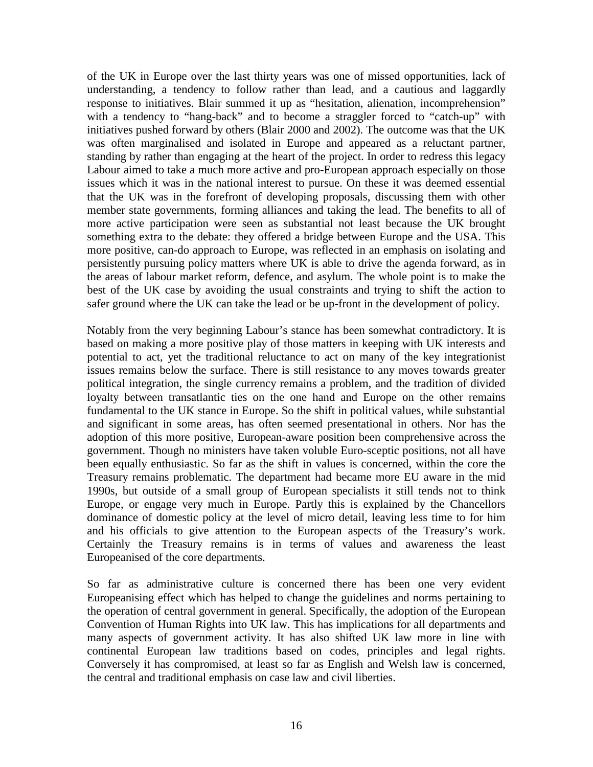of the UK in Europe over the last thirty years was one of missed opportunities, lack of understanding, a tendency to follow rather than lead, and a cautious and laggardly response to initiatives. Blair summed it up as "hesitation, alienation, incomprehension" with a tendency to "hang-back" and to become a straggler forced to "catch-up" with initiatives pushed forward by others (Blair 2000 and 2002). The outcome was that the UK was often marginalised and isolated in Europe and appeared as a reluctant partner, standing by rather than engaging at the heart of the project. In order to redress this legacy Labour aimed to take a much more active and pro-European approach especially on those issues which it was in the national interest to pursue. On these it was deemed essential that the UK was in the forefront of developing proposals, discussing them with other member state governments, forming alliances and taking the lead. The benefits to all of more active participation were seen as substantial not least because the UK brought something extra to the debate: they offered a bridge between Europe and the USA. This more positive, can-do approach to Europe, was reflected in an emphasis on isolating and persistently pursuing policy matters where UK is able to drive the agenda forward, as in the areas of labour market reform, defence, and asylum. The whole point is to make the best of the UK case by avoiding the usual constraints and trying to shift the action to safer ground where the UK can take the lead or be up-front in the development of policy.

Notably from the very beginning Labour's stance has been somewhat contradictory. It is based on making a more positive play of those matters in keeping with UK interests and potential to act, yet the traditional reluctance to act on many of the key integrationist issues remains below the surface. There is still resistance to any moves towards greater political integration, the single currency remains a problem, and the tradition of divided loyalty between transatlantic ties on the one hand and Europe on the other remains fundamental to the UK stance in Europe. So the shift in political values, while substantial and significant in some areas, has often seemed presentational in others. Nor has the adoption of this more positive, European-aware position been comprehensive across the government. Though no ministers have taken voluble Euro-sceptic positions, not all have been equally enthusiastic. So far as the shift in values is concerned, within the core the Treasury remains problematic. The department had became more EU aware in the mid 1990s, but outside of a small group of European specialists it still tends not to think Europe, or engage very much in Europe. Partly this is explained by the Chancellors dominance of domestic policy at the level of micro detail, leaving less time to for him and his officials to give attention to the European aspects of the Treasury's work. Certainly the Treasury remains is in terms of values and awareness the least Europeanised of the core departments.

So far as administrative culture is concerned there has been one very evident Europeanising effect which has helped to change the guidelines and norms pertaining to the operation of central government in general. Specifically, the adoption of the European Convention of Human Rights into UK law. This has implications for all departments and many aspects of government activity. It has also shifted UK law more in line with continental European law traditions based on codes, principles and legal rights. Conversely it has compromised, at least so far as English and Welsh law is concerned, the central and traditional emphasis on case law and civil liberties.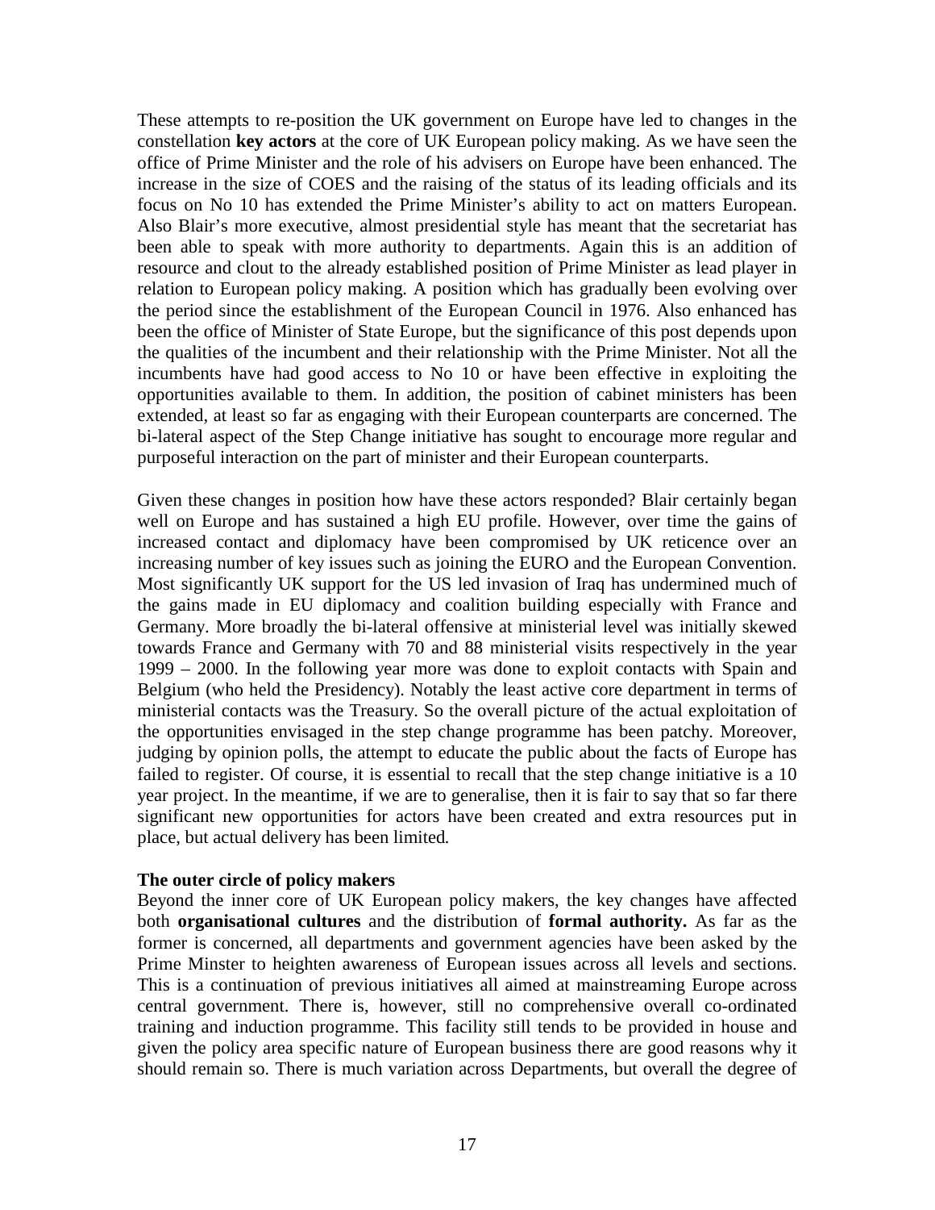These attempts to re-position the UK government on Europe have led to changes in the constellation **key actors** at the core of UK European policy making. As we have seen the office of Prime Minister and the role of his advisers on Europe have been enhanced. The increase in the size of COES and the raising of the status of its leading officials and its focus on No 10 has extended the Prime Minister's ability to act on matters European. Also Blair's more executive, almost presidential style has meant that the secretariat has been able to speak with more authority to departments. Again this is an addition of resource and clout to the already established position of Prime Minister as lead player in relation to European policy making. A position which has gradually been evolving over the period since the establishment of the European Council in 1976. Also enhanced has been the office of Minister of State Europe, but the significance of this post depends upon the qualities of the incumbent and their relationship with the Prime Minister. Not all the incumbents have had good access to No 10 or have been effective in exploiting the opportunities available to them. In addition, the position of cabinet ministers has been extended, at least so far as engaging with their European counterparts are concerned. The bi-lateral aspect of the Step Change initiative has sought to encourage more regular and purposeful interaction on the part of minister and their European counterparts.

Given these changes in position how have these actors responded? Blair certainly began well on Europe and has sustained a high EU profile. However, over time the gains of increased contact and diplomacy have been compromised by UK reticence over an increasing number of key issues such as joining the EURO and the European Convention. Most significantly UK support for the US led invasion of Iraq has undermined much of the gains made in EU diplomacy and coalition building especially with France and Germany. More broadly the bi-lateral offensive at ministerial level was initially skewed towards France and Germany with 70 and 88 ministerial visits respectively in the year 1999 – 2000. In the following year more was done to exploit contacts with Spain and Belgium (who held the Presidency). Notably the least active core department in terms of ministerial contacts was the Treasury. So the overall picture of the actual exploitation of the opportunities envisaged in the step change programme has been patchy. Moreover, judging by opinion polls, the attempt to educate the public about the facts of Europe has failed to register. Of course, it is essential to recall that the step change initiative is a 10 year project. In the meantime, if we are to generalise, then it is fair to say that so far there significant new opportunities for actors have been created and extra resources put in place, but actual delivery has been limited.

**The outer circle of policy makers**

Beyond the inner core of UK European policy makers, the key changes have affected both **organisational cultures** and the distribution of **formal authority.** As far as the former is concerned, all departments and government agencies have been asked by the Prime Minster to heighten awareness of European issues across all levels and sections. This is a continuation of previous initiatives all aimed at mainstreaming Europe across central government. There is, however, still no comprehensive overall co-ordinated training and induction programme. This facility still tends to be provided in house and given the policy area specific nature of European business there are good reasons why it should remain so. There is much variation across Departments, but overall the degree of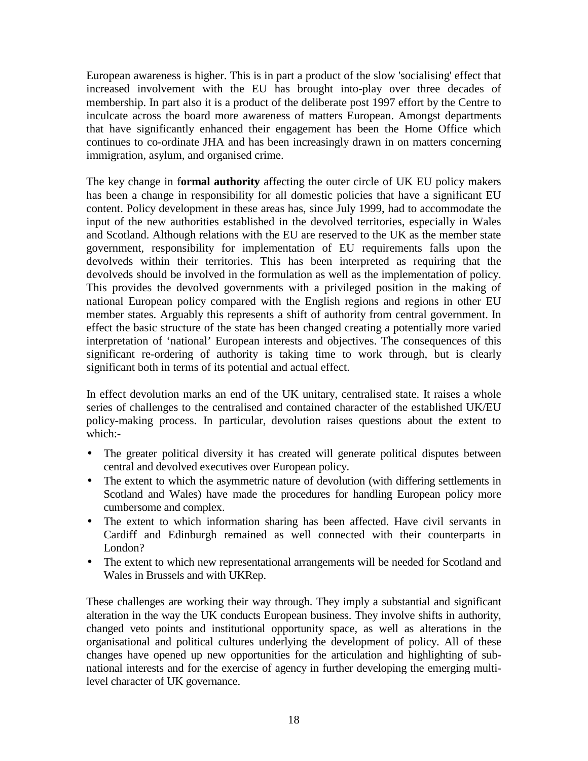European awareness is higher. This is in part a product of the slow 'socialising' effect that increased involvement with the EU has brought into-play over three decades of membership. In part also it is a product of the deliberate post 1997 effort by the Centre to inculcate across the board more awareness of matters European. Amongst departments that have significantly enhanced their engagement has been the Home Office which continues to co-ordinate JHA and has been increasingly drawn in on matters concerning immigration, asylum, and organised crime.

The key change in f**ormal authority** affecting the outer circle of UK EU policy makers has been a change in responsibility for all domestic policies that have a significant EU content. Policy development in these areas has, since July 1999, had to accommodate the input of the new authorities established in the devolved territories, especially in Wales and Scotland. Although relations with the EU are reserved to the UK as the member state government, responsibility for implementation of EU requirements falls upon the devolveds within their territories. This has been interpreted as requiring that the devolveds should be involved in the formulation as well as the implementation of policy. This provides the devolved governments with a privileged position in the making of national European policy compared with the English regions and regions in other EU member states. Arguably this represents a shift of authority from central government. In effect the basic structure of the state has been changed creating a potentially more varied interpretation of ‘national’ European interests and objectives. The consequences of this significant re-ordering of authority is taking time to work through, but is clearly significant both in terms of its potential and actual effect.

In effect devolution marks an end of the UK unitary, centralised state. It raises a whole series of challenges to the centralised and contained character of the established UK/EU policy-making process. In particular, devolution raises questions about the extent to which:-

- The greater political diversity it has created will generate political disputes between central and devolved executives over European policy.
- The extent to which the asymmetric nature of devolution (with differing settlements in Scotland and Wales) have made the procedures for handling European policy more cumbersome and complex.
- The extent to which information sharing has been affected. Have civil servants in Cardiff and Edinburgh remained as well connected with their counterparts in London?
- The extent to which new representational arrangements will be needed for Scotland and Wales in Brussels and with UKRep.

These challenges are working their way through. They imply a substantial and significant alteration in the way the UK conducts European business. They involve shifts in authority, changed veto points and institutional opportunity space, as well as alterations in the organisational and political cultures underlying the development of policy. All of these changes have opened up new opportunities for the articulation and highlighting of sub-national interests and for the exercise of agency in further developing the emerging multi-level character of UK governance.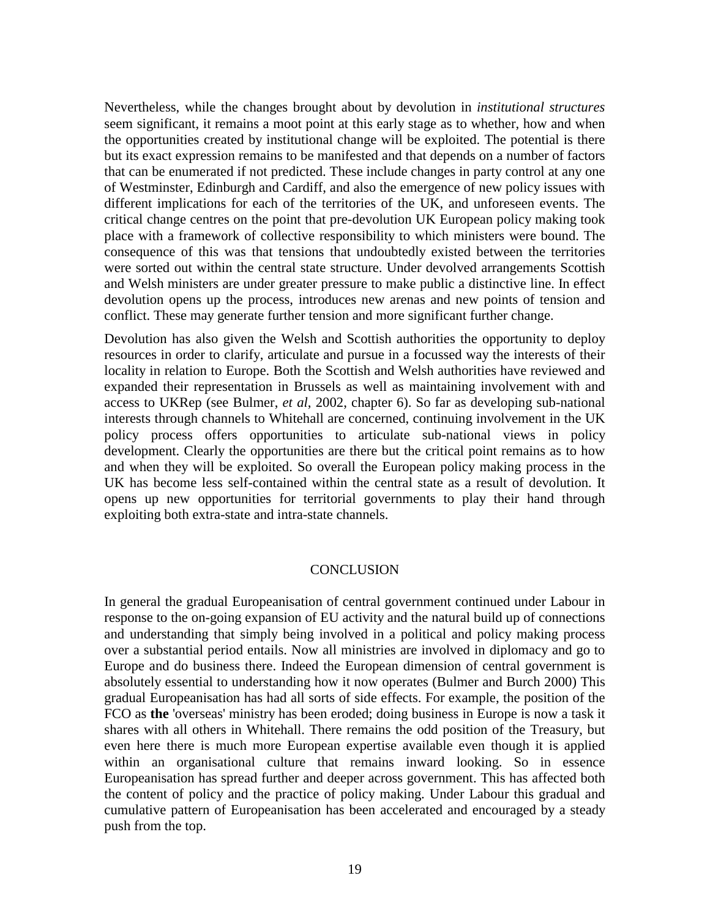Nevertheless, while the changes brought about by devolution in *institutional structures* seem significant, it remains a moot point at this early stage as to whether, how and when the opportunities created by institutional change will be exploited. The potential is there but its exact expression remains to be manifested and that depends on a number of factors that can be enumerated if not predicted. These include changes in party control at any one of Westminster, Edinburgh and Cardiff, and also the emergence of new policy issues with different implications for each of the territories of the UK, and unforeseen events. The critical change centres on the point that pre-devolution UK European policy making took place with a framework of collective responsibility to which ministers were bound. The consequence of this was that tensions that undoubtedly existed between the territories were sorted out within the central state structure. Under devolved arrangements Scottish and Welsh ministers are under greater pressure to make public a distinctive line. In effect devolution opens up the process, introduces new arenas and new points of tension and conflict. These may generate further tension and more significant further change.

Devolution has also given the Welsh and Scottish authorities the opportunity to deploy resources in order to clarify, articulate and pursue in a focussed way the interests of their locality in relation to Europe. Both the Scottish and Welsh authorities have reviewed and expanded their representation in Brussels as well as maintaining involvement with and access to UKRep (see Bulmer, *et al*, 2002, chapter 6). So far as developing sub-national interests through channels to Whitehall are concerned, continuing involvement in the UK policy process offers opportunities to articulate sub-national views in policy development. Clearly the opportunities are there but the critical point remains as to how and when they will be exploited. So overall the European policy making process in the UK has become less self-contained within the central state as a result of devolution. It opens up new opportunities for territorial governments to play their hand through exploiting both extra-state and intra-state channels.

## CONCLUSION

In general the gradual Europeanisation of central government continued under Labour in response to the on-going expansion of EU activity and the natural build up of connections and understanding that simply being involved in a political and policy making process over a substantial period entails. Now all ministries are involved in diplomacy and go to Europe and do business there. Indeed the European dimension of central government is absolutely essential to understanding how it now operates (Bulmer and Burch 2000) This gradual Europeanisation has had all sorts of side effects. For example, the position of the FCO as **the** 'overseas' ministry has been eroded; doing business in Europe is now a task it shares with all others in Whitehall. There remains the odd position of the Treasury, but even here there is much more European expertise available even though it is applied within an organisational culture that remains inward looking. So in essence Europeanisation has spread further and deeper across government. This has affected both the content of policy and the practice of policy making. Under Labour this gradual and cumulative pattern of Europeanisation has been accelerated and encouraged by a steady push from the top.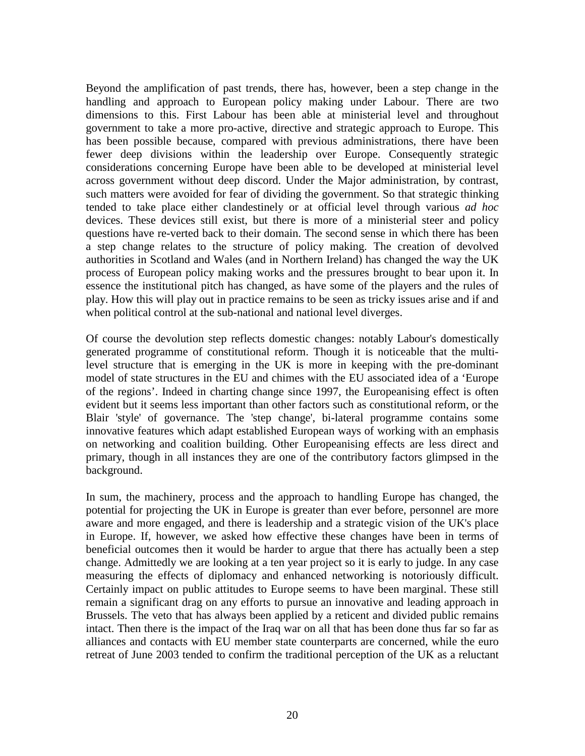Beyond the amplification of past trends, there has, however, been a step change in the handling and approach to European policy making under Labour. There are two dimensions to this. First Labour has been able at ministerial level and throughout government to take a more pro-active, directive and strategic approach to Europe. This has been possible because, compared with previous administrations, there have been fewer deep divisions within the leadership over Europe. Consequently strategic considerations concerning Europe have been able to be developed at ministerial level across government without deep discord. Under the Major administration, by contrast, such matters were avoided for fear of dividing the government. So that strategic thinking tended to take place either clandestinely or at official level through various *ad hoc* devices. These devices still exist, but there is more of a ministerial steer and policy questions have re-verted back to their domain. The second sense in which there has been a step change relates to the structure of policy making. The creation of devolved authorities in Scotland and Wales (and in Northern Ireland) has changed the way the UK process of European policy making works and the pressures brought to bear upon it. In essence the institutional pitch has changed, as have some of the players and the rules of play. How this will play out in practice remains to be seen as tricky issues arise and if and when political control at the sub-national and national level diverges.

Of course the devolution step reflects domestic changes: notably Labour's domestically generated programme of constitutional reform. Though it is noticeable that the multi-level structure that is emerging in the UK is more in keeping with the pre-dominant model of state structures in the EU and chimes with the EU associated idea of a 'Europe of the regions'. Indeed in charting change since 1997, the Europeanising effect is often evident but it seems less important than other factors such as constitutional reform, or the Blair 'style' of governance. The 'step change', bi-lateral programme contains some innovative features which adapt established European ways of working with an emphasis on networking and coalition building. Other Europeanising effects are less direct and primary, though in all instances they are one of the contributory factors glimpsed in the background.

In sum, the machinery, process and the approach to handling Europe has changed, the potential for projecting the UK in Europe is greater than ever before, personnel are more aware and more engaged, and there is leadership and a strategic vision of the UK's place in Europe. If, however, we asked how effective these changes have been in terms of beneficial outcomes then it would be harder to argue that there has actually been a step change. Admittedly we are looking at a ten year project so it is early to judge. In any case measuring the effects of diplomacy and enhanced networking is notoriously difficult. Certainly impact on public attitudes to Europe seems to have been marginal. These still remain a significant drag on any efforts to pursue an innovative and leading approach in Brussels. The veto that has always been applied by a reticent and divided public remains intact. Then there is the impact of the Iraq war on all that has been done thus far so far as alliances and contacts with EU member state counterparts are concerned, while the euro retreat of June 2003 tended to confirm the traditional perception of the UK as a reluctant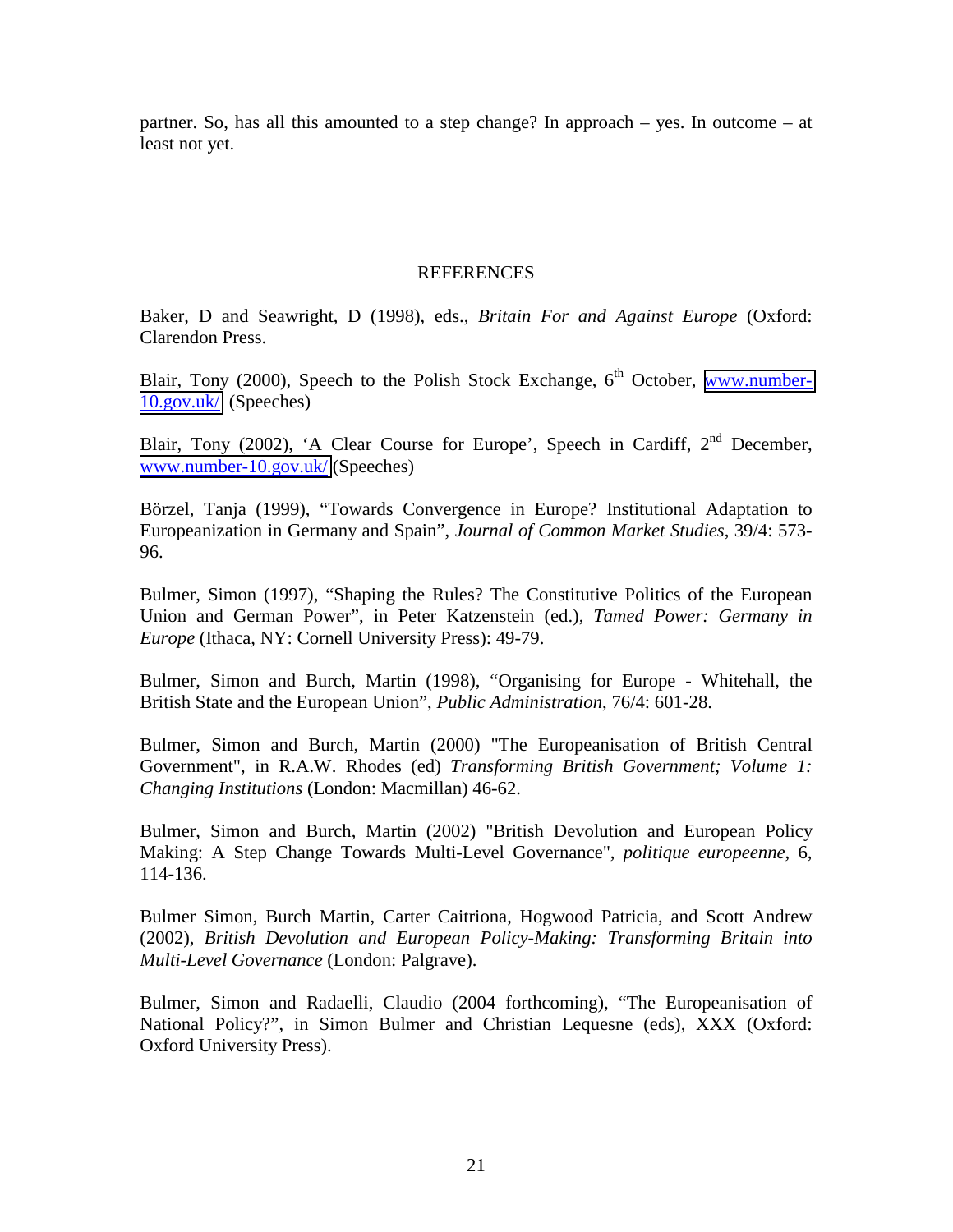partner. So, has all this amounted to a step change? In approach – yes. In outcome – at least not yet.

## REFERENCES

Baker, D and Seawright, D (1998), eds., *Britain For and Against Europe* (Oxford: Clarendon Press.

Blair, Tony (2000), Speech to the Polish Stock Exchange, 6th October, www.number-10.gov.uk/ (Speeches)

Blair, Tony (2002), 'A Clear Course for Europe', Speech in Cardiff, 2nd December, www.number-10.gov.uk/ (Speeches)

Börzel, Tanja (1999), "Towards Convergence in Europe? Institutional Adaptation to Europeanization in Germany and Spain", *Journal of Common Market Studies*, 39/4: 573-96.

Bulmer, Simon (1997), "Shaping the Rules? The Constitutive Politics of the European Union and German Power", in Peter Katzenstein (ed.), *Tamed Power: Germany in Europe* (Ithaca, NY: Cornell University Press): 49-79.

Bulmer, Simon and Burch, Martin (1998), "Organising for Europe - Whitehall, the British State and the European Union", *Public Administration*, 76/4: 601-28.

Bulmer, Simon and Burch, Martin (2000) "The Europeanisation of British Central Government", in R.A.W. Rhodes (ed) *Transforming British Government; Volume 1: Changing Institutions* (London: Macmillan) 46-62.

Bulmer, Simon and Burch, Martin (2002) "British Devolution and European Policy Making: A Step Change Towards Multi-Level Governance", *politique europeenne*, 6, 114-136.

Bulmer Simon, Burch Martin, Carter Caitriona, Hogwood Patricia, and Scott Andrew (2002), *British Devolution and European Policy-Making: Transforming Britain into Multi-Level Governance* (London: Palgrave).

Bulmer, Simon and Radaelli, Claudio (2004 forthcoming), "The Europeanisation of National Policy?", in Simon Bulmer and Christian Lequesne (eds), XXX (Oxford: Oxford University Press).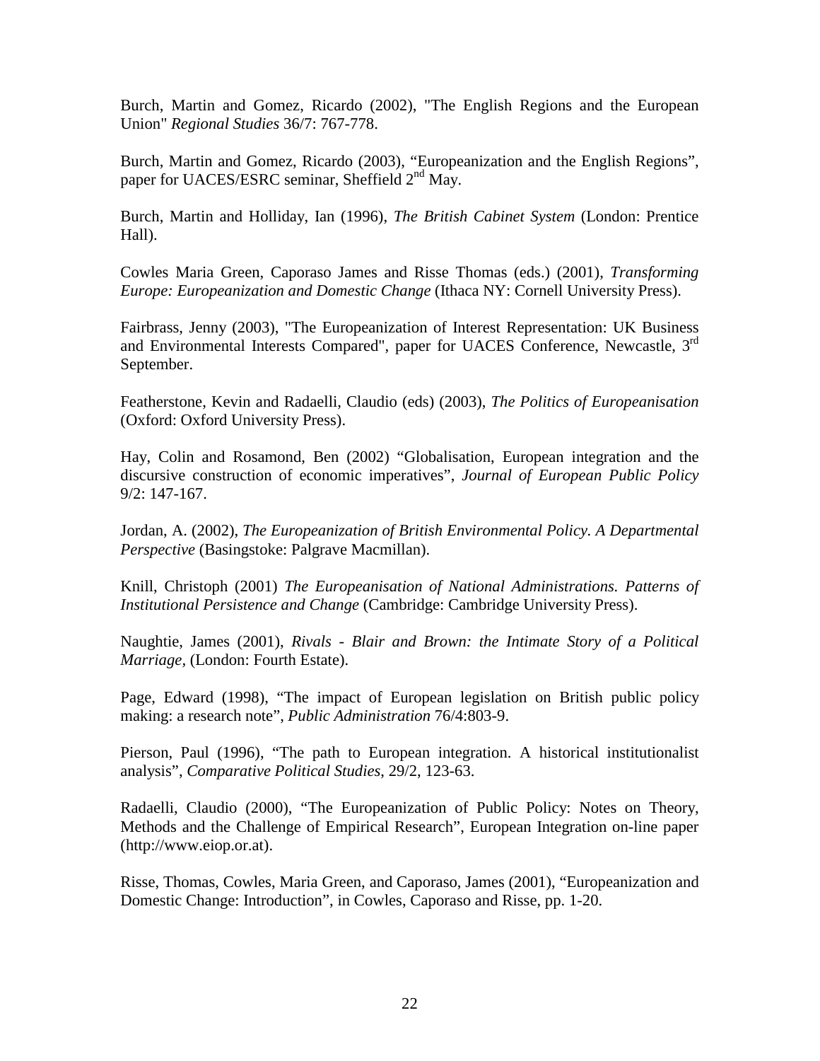Burch, Martin and Gomez, Ricardo (2002), "The English Regions and the European Union" *Regional Studies* 36/7: 767-778.

Burch, Martin and Gomez, Ricardo (2003), “Europeanization and the English Regions”, paper for UACES/ESRC seminar, Sheffield 2nd May.

Burch, Martin and Holliday, Ian (1996), *The British Cabinet System* (London: Prentice Hall).

Cowles Maria Green, Caporaso James and Risse Thomas (eds.) (2001), *Transforming Europe: Europeanization and Domestic Change* (Ithaca NY: Cornell University Press).

Fairbrass, Jenny (2003), "The Europeanization of Interest Representation: UK Business and Environmental Interests Compared", paper for UACES Conference, Newcastle, 3rd September.

Featherstone, Kevin and Radaelli, Claudio (eds) (2003), *The Politics of Europeanisation* (Oxford: Oxford University Press).

Hay, Colin and Rosamond, Ben (2002) “Globalisation, European integration and the discursive construction of economic imperatives”, *Journal of European Public Policy* 9/2: 147-167.

Jordan, A. (2002), *The Europeanization of British Environmental Policy. A Departmental Perspective* (Basingstoke: Palgrave Macmillan).

Knill, Christoph (2001) *The Europeanisation of National Administrations. Patterns of Institutional Persistence and Change* (Cambridge: Cambridge University Press).

Naughtie, James (2001), *Rivals - Blair and Brown: the Intimate Story of a Political Marriage*, (London: Fourth Estate).

Page, Edward (1998), “The impact of European legislation on British public policy making: a research note”, *Public Administration* 76/4:803-9.

Pierson, Paul (1996), “The path to European integration. A historical institutionalist analysis”, *Comparative Political Studies*, 29/2, 123-63.

Radaelli, Claudio (2000), “The Europeanization of Public Policy: Notes on Theory, Methods and the Challenge of Empirical Research”, European Integration on-line paper (http://www.eiop.or.at).

Risse, Thomas, Cowles, Maria Green, and Caporaso, James (2001), “Europeanization and Domestic Change: Introduction”, in Cowles, Caporaso and Risse, pp. 1-20.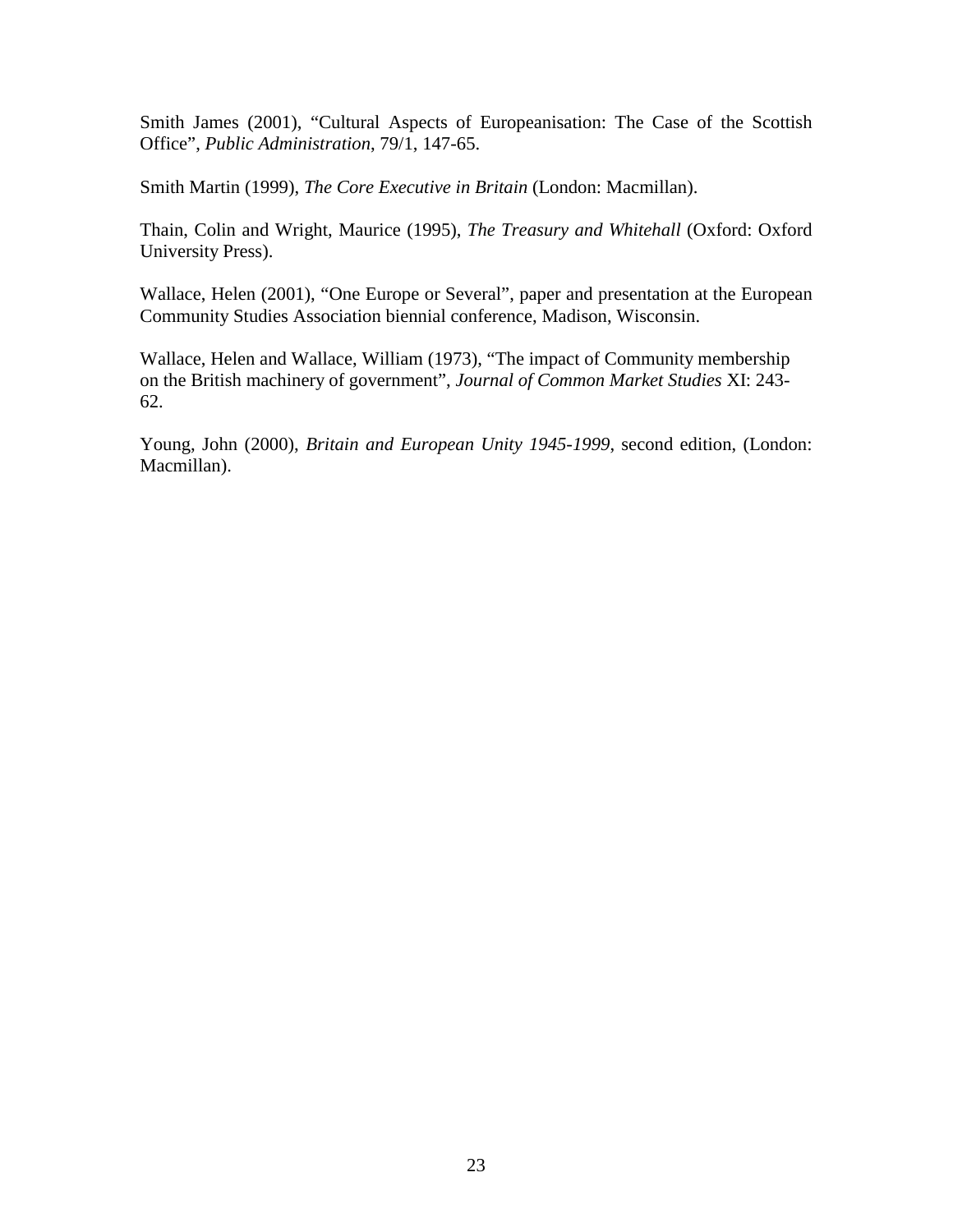Smith James (2001), "Cultural Aspects of Europeanisation: The Case of the Scottish Office", *Public Administration*, 79/1, 147-65.

Smith Martin (1999), *The Core Executive in Britain* (London: Macmillan).

Thain, Colin and Wright, Maurice (1995), *The Treasury and Whitehall* (Oxford: Oxford University Press).

Wallace, Helen (2001), "One Europe or Several", paper and presentation at the European Community Studies Association biennial conference, Madison, Wisconsin.

Wallace, Helen and Wallace, William (1973), "The impact of Community membership on the British machinery of government", *Journal of Common Market Studies* XI: 243-62.

Young, John (2000), *Britain and European Unity 1945-1999*, second edition, (London: Macmillan).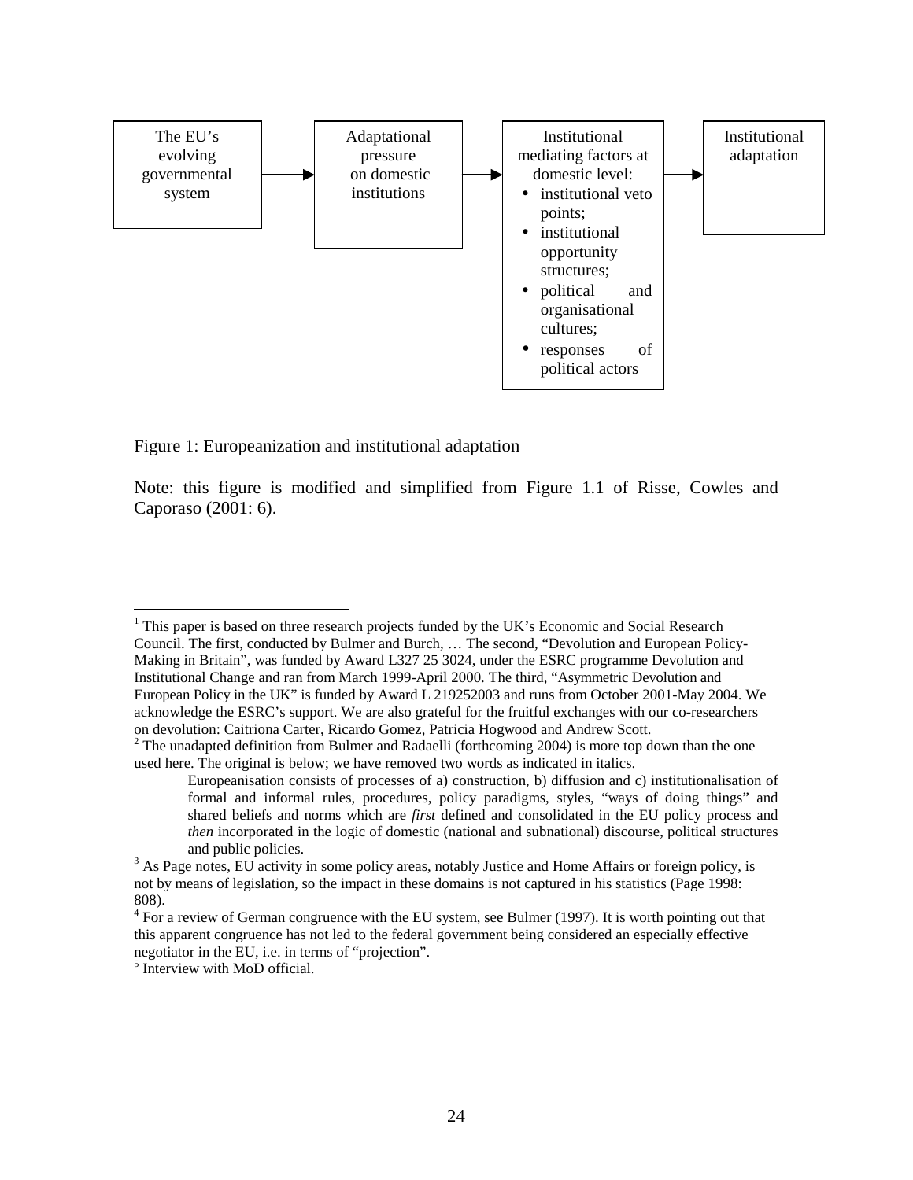The EU's evolving governmental system

Adaptational pressure on domestic institutions

Institutional mediating factors at domestic level:

- institutional veto points;
- institutional opportunity structures;
- political and organisational cultures;
- responses of political actors

Institutional adaptation

Figure 1: Europeanization and institutional adaptation

Note: this figure is modified and simplified from Figure 1.1 of Risse, Cowles and Caporaso (2001: 6).

---

[1] This paper is based on three research projects funded by the UK's Economic and Social Research Council. The first, conducted by Bulmer and Burch, … The second, "Devolution and European Policy-Making in Britain", was funded by Award L327 25 3024, under the ESRC programme Devolution and Institutional Change and ran from March 1999-April 2000. The third, "Asymmetric Devolution and European Policy in the UK" is funded by Award L 219252003 and runs from October 2001-May 2004. We acknowledge the ESRC's support. We are also grateful for the fruitful exchanges with our co-researchers on devolution: Caitriona Carter, Ricardo Gomez, Patricia Hogwood and Andrew Scott.

[2] The unadapted definition from Bulmer and Radaelli (forthcoming 2004) is more top down than the one used here. The original is below; we have removed two words as indicated in italics.

> Europeanisation consists of processes of a) construction, b) diffusion and c) institutionalisation of formal and informal rules, procedures, policy paradigms, styles, "ways of doing things" and shared beliefs and norms which are *first* defined and consolidated in the EU policy process and *then* incorporated in the logic of domestic (national and subnational) discourse, political structures and public policies.

[3] As Page notes, EU activity in some policy areas, notably Justice and Home Affairs or foreign policy, is not by means of legislation, so the impact in these domains is not captured in his statistics (Page 1998: 808).

[4] For a review of German congruence with the EU system, see Bulmer (1997). It is worth pointing out that this apparent congruence has not led to the federal government being considered an especially effective negotiator in the EU, i.e. in terms of "projection".

[5] Interview with MoD official.